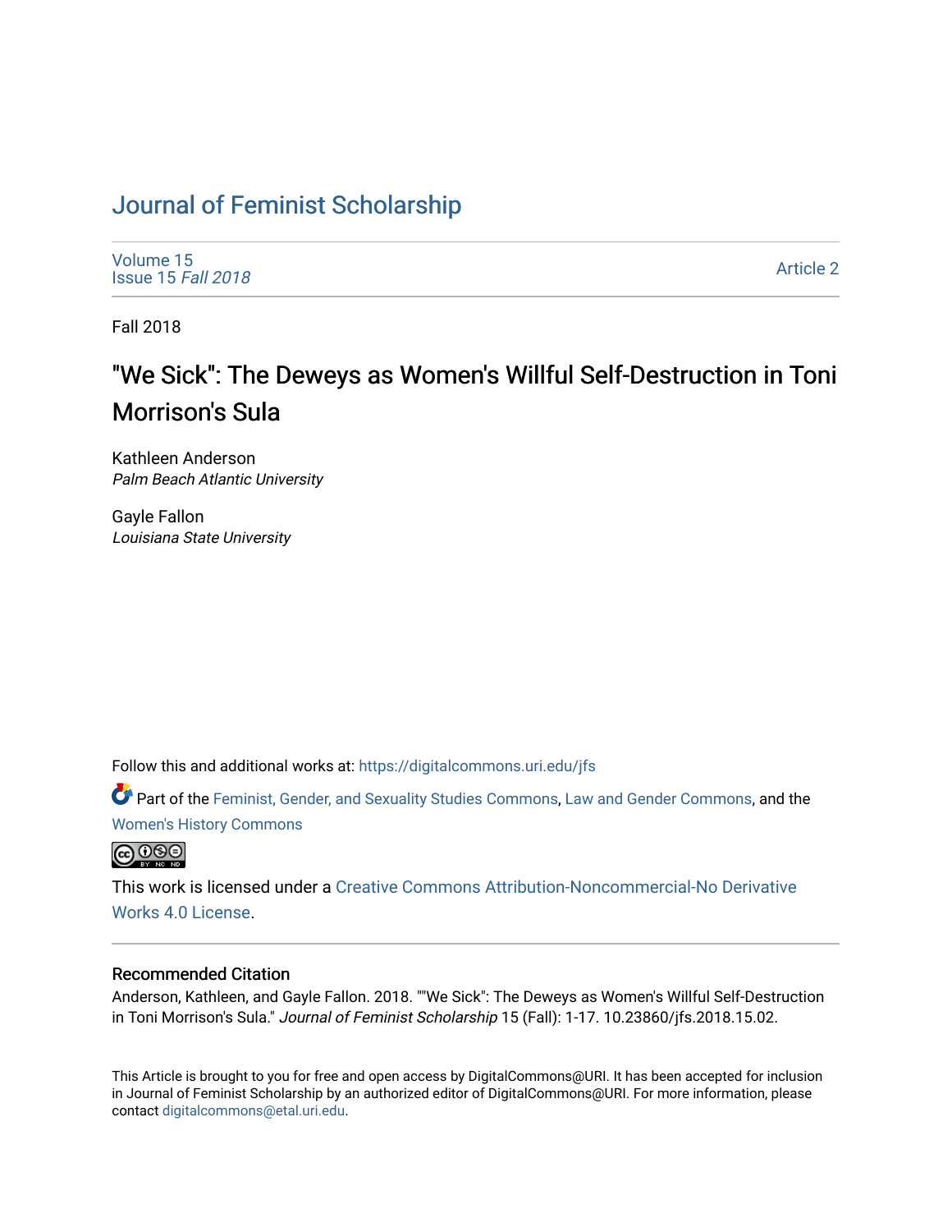# Journal of Feminist Scholarship

Volume 15
Issue 15 *Fall 2018*

Article 2

Fall 2018

## "We Sick": The Deweys as Women's Willful Self-Destruction in Toni Morrison's Sula

Kathleen Anderson
*Palm Beach Atlantic University*

Gayle Fallon
*Louisiana State University*

Follow this and additional works at: https://digitalcommons.uri.edu/jfs

Part of the Feminist, Gender, and Sexuality Studies Commons, Law and Gender Commons, and the Women's History Commons

This work is licensed under a Creative Commons Attribution-Noncommercial-No Derivative Works 4.0 License.

### Recommended Citation

Anderson, Kathleen, and Gayle Fallon. 2018. ""We Sick": The Deweys as Women's Willful Self-Destruction in Toni Morrison's Sula." *Journal of Feminist Scholarship* 15 (Fall): 1-17. 10.23860/jfs.2018.15.02.

This Article is brought to you for free and open access by DigitalCommons@URI. It has been accepted for inclusion in Journal of Feminist Scholarship by an authorized editor of DigitalCommons@URI. For more information, please contact digitalcommons@etal.uri.edu.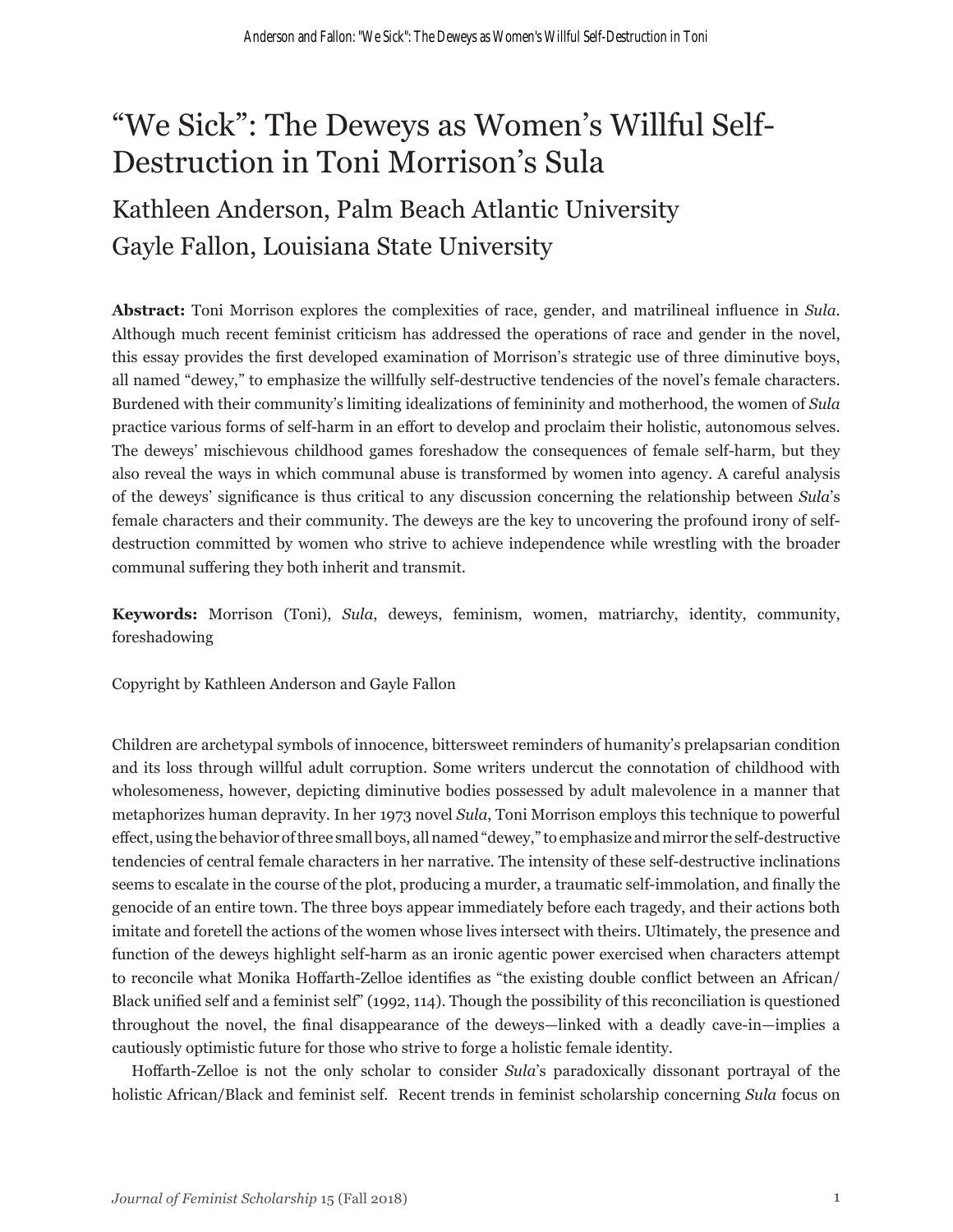# "We Sick": The Deweys as Women's Willful Self-Destruction in Toni Morrison's Sula

## Kathleen Anderson, Palm Beach Atlantic University

## Gayle Fallon, Louisiana State University

**Abstract:** Toni Morrison explores the complexities of race, gender, and matrilineal influence in *Sula*. Although much recent feminist criticism has addressed the operations of race and gender in the novel, this essay provides the first developed examination of Morrison's strategic use of three diminutive boys, all named "dewey," to emphasize the willfully self-destructive tendencies of the novel's female characters. Burdened with their community's limiting idealizations of femininity and motherhood, the women of *Sula* practice various forms of self-harm in an effort to develop and proclaim their holistic, autonomous selves. The deweys' mischievous childhood games foreshadow the consequences of female self-harm, but they also reveal the ways in which communal abuse is transformed by women into agency. A careful analysis of the deweys' significance is thus critical to any discussion concerning the relationship between *Sula*'s female characters and their community. The deweys are the key to uncovering the profound irony of self-destruction committed by women who strive to achieve independence while wrestling with the broader communal suffering they both inherit and transmit.

**Keywords:** Morrison (Toni), *Sula*, deweys, feminism, women, matriarchy, identity, community, foreshadowing

Copyright by Kathleen Anderson and Gayle Fallon

Children are archetypal symbols of innocence, bittersweet reminders of humanity's prelapsarian condition and its loss through willful adult corruption. Some writers undercut the connotation of childhood with wholesomeness, however, depicting diminutive bodies possessed by adult malevolence in a manner that metaphorizes human depravity. In her 1973 novel *Sula*, Toni Morrison employs this technique to powerful effect, using the behavior of three small boys, all named "dewey," to emphasize and mirror the self-destructive tendencies of central female characters in her narrative. The intensity of these self-destructive inclinations seems to escalate in the course of the plot, producing a murder, a traumatic self-immolation, and finally the genocide of an entire town. The three boys appear immediately before each tragedy, and their actions both imitate and foretell the actions of the women whose lives intersect with theirs. Ultimately, the presence and function of the deweys highlight self-harm as an ironic agentic power exercised when characters attempt to reconcile what Monika Hoffarth-Zelloe identifies as "the existing double conflict between an African/Black unified self and a feminist self" (1992, 114). Though the possibility of this reconciliation is questioned throughout the novel, the final disappearance of the deweys—linked with a deadly cave-in—implies a cautiously optimistic future for those who strive to forge a holistic female identity.

Hoffarth-Zelloe is not the only scholar to consider *Sula*'s paradoxically dissonant portrayal of the holistic African/Black and feminist self. Recent trends in feminist scholarship concerning *Sula* focus on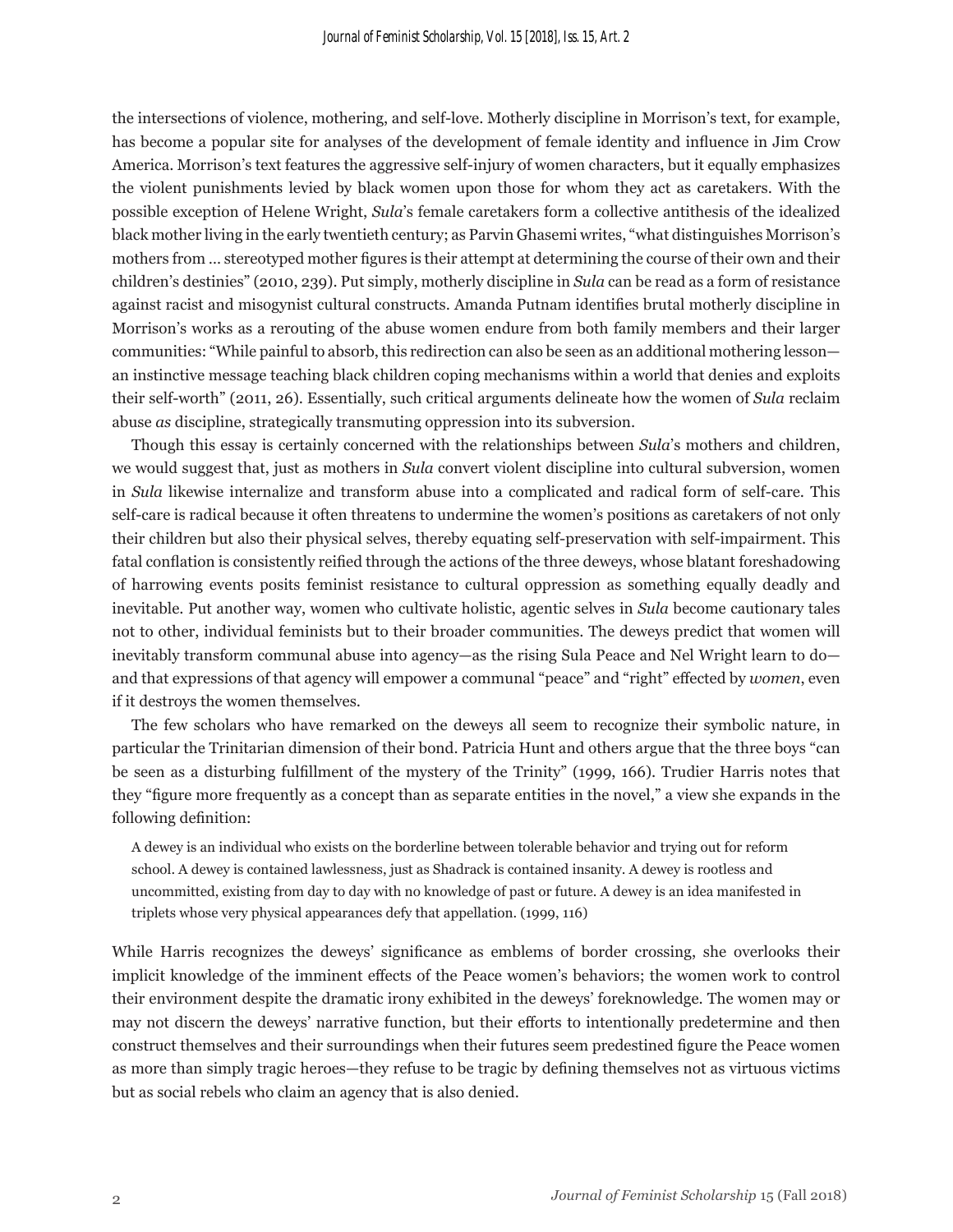the intersections of violence, mothering, and self-love. Motherly discipline in Morrison's text, for example, has become a popular site for analyses of the development of female identity and influence in Jim Crow America. Morrison's text features the aggressive self-injury of women characters, but it equally emphasizes the violent punishments levied by black women upon those for whom they act as caretakers. With the possible exception of Helene Wright, *Sula*'s female caretakers form a collective antithesis of the idealized black mother living in the early twentieth century; as Parvin Ghasemi writes, "what distinguishes Morrison's mothers from … stereotyped mother figures is their attempt at determining the course of their own and their children's destinies" (2010, 239). Put simply, motherly discipline in *Sula* can be read as a form of resistance against racist and misogynist cultural constructs. Amanda Putnam identifies brutal motherly discipline in Morrison's works as a rerouting of the abuse women endure from both family members and their larger communities: "While painful to absorb, this redirection can also be seen as an additional mothering lesson—an instinctive message teaching black children coping mechanisms within a world that denies and exploits their self-worth" (2011, 26). Essentially, such critical arguments delineate how the women of *Sula* reclaim abuse *as* discipline, strategically transmuting oppression into its subversion.

Though this essay is certainly concerned with the relationships between *Sula*'s mothers and children, we would suggest that, just as mothers in *Sula* convert violent discipline into cultural subversion, women in *Sula* likewise internalize and transform abuse into a complicated and radical form of self-care. This self-care is radical because it often threatens to undermine the women's positions as caretakers of not only their children but also their physical selves, thereby equating self-preservation with self-impairment. This fatal conflation is consistently reified through the actions of the three deweys, whose blatant foreshadowing of harrowing events posits feminist resistance to cultural oppression as something equally deadly and inevitable. Put another way, women who cultivate holistic, agentic selves in *Sula* become cautionary tales not to other, individual feminists but to their broader communities. The deweys predict that women will inevitably transform communal abuse into agency—as the rising Sula Peace and Nel Wright learn to do—and that expressions of that agency will empower a communal "peace" and "right" effected by *women*, even if it destroys the women themselves.

The few scholars who have remarked on the deweys all seem to recognize their symbolic nature, in particular the Trinitarian dimension of their bond. Patricia Hunt and others argue that the three boys "can be seen as a disturbing fulfillment of the mystery of the Trinity" (1999, 166). Trudier Harris notes that they "figure more frequently as a concept than as separate entities in the novel," a view she expands in the following definition:

> A dewey is an individual who exists on the borderline between tolerable behavior and trying out for reform school. A dewey is contained lawlessness, just as Shadrack is contained insanity. A dewey is rootless and uncommitted, existing from day to day with no knowledge of past or future. A dewey is an idea manifested in triplets whose very physical appearances defy that appellation. (1999, 116)

While Harris recognizes the deweys' significance as emblems of border crossing, she overlooks their implicit knowledge of the imminent effects of the Peace women's behaviors; the women work to control their environment despite the dramatic irony exhibited in the deweys' foreknowledge. The women may or may not discern the deweys' narrative function, but their efforts to intentionally predetermine and then construct themselves and their surroundings when their futures seem predestined figure the Peace women as more than simply tragic heroes—they refuse to be tragic by defining themselves not as virtuous victims but as social rebels who claim an agency that is also denied.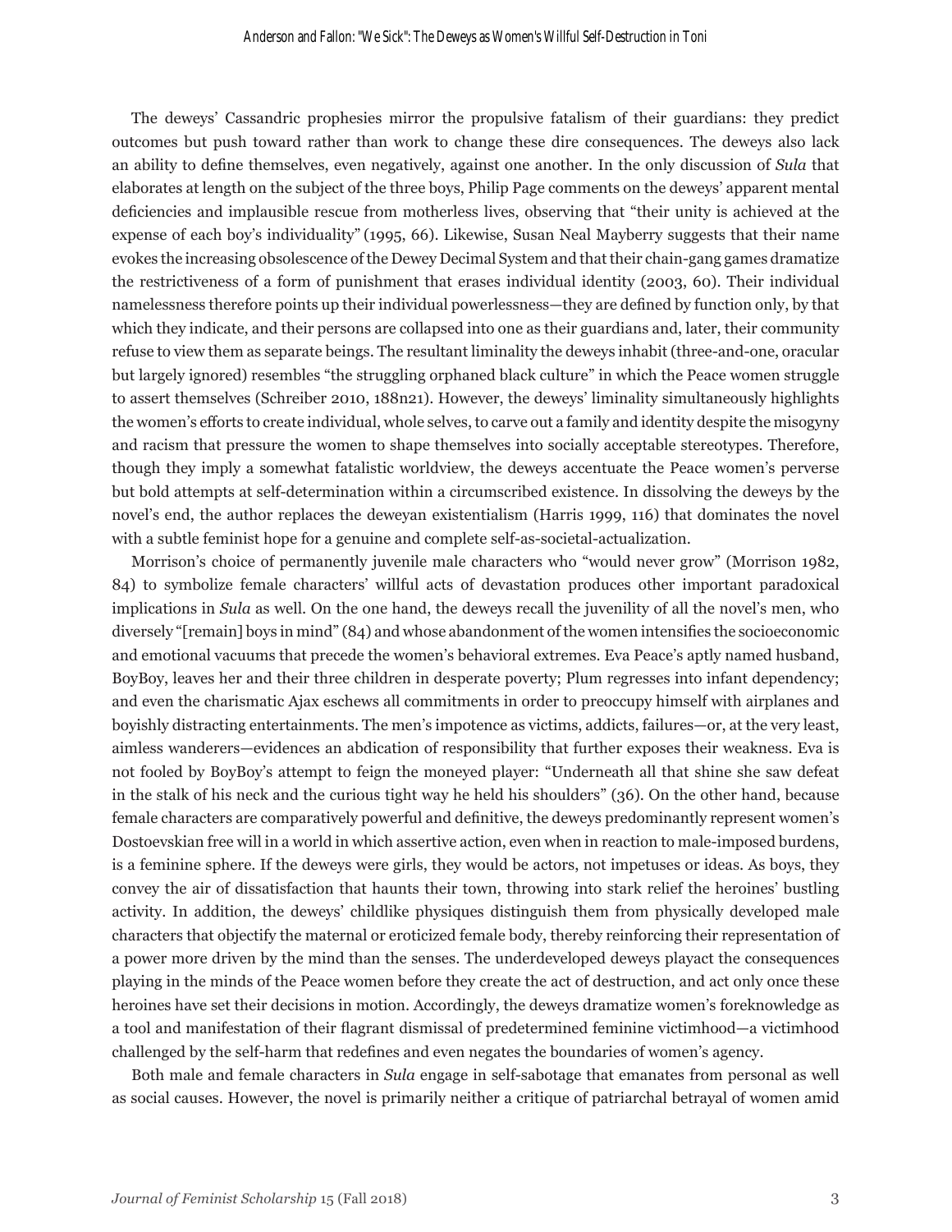The deweys' Cassandric prophesies mirror the propulsive fatalism of their guardians: they predict outcomes but push toward rather than work to change these dire consequences. The deweys also lack an ability to define themselves, even negatively, against one another. In the only discussion of *Sula* that elaborates at length on the subject of the three boys, Philip Page comments on the deweys' apparent mental deficiencies and implausible rescue from motherless lives, observing that "their unity is achieved at the expense of each boy's individuality" (1995, 66). Likewise, Susan Neal Mayberry suggests that their name evokes the increasing obsolescence of the Dewey Decimal System and that their chain-gang games dramatize the restrictiveness of a form of punishment that erases individual identity (2003, 60). Their individual namelessness therefore points up their individual powerlessness—they are defined by function only, by that which they indicate, and their persons are collapsed into one as their guardians and, later, their community refuse to view them as separate beings. The resultant liminality the deweys inhabit (three-and-one, oracular but largely ignored) resembles "the struggling orphaned black culture" in which the Peace women struggle to assert themselves (Schreiber 2010, 188n21). However, the deweys' liminality simultaneously highlights the women's efforts to create individual, whole selves, to carve out a family and identity despite the misogyny and racism that pressure the women to shape themselves into socially acceptable stereotypes. Therefore, though they imply a somewhat fatalistic worldview, the deweys accentuate the Peace women's perverse but bold attempts at self-determination within a circumscribed existence. In dissolving the deweys by the novel's end, the author replaces the deweyan existentialism (Harris 1999, 116) that dominates the novel with a subtle feminist hope for a genuine and complete self-as-societal-actualization.

Morrison's choice of permanently juvenile male characters who "would never grow" (Morrison 1982, 84) to symbolize female characters' willful acts of devastation produces other important paradoxical implications in *Sula* as well. On the one hand, the deweys recall the juvenility of all the novel's men, who diversely "[remain] boys in mind" (84) and whose abandonment of the women intensifies the socioeconomic and emotional vacuums that precede the women's behavioral extremes. Eva Peace's aptly named husband, BoyBoy, leaves her and their three children in desperate poverty; Plum regresses into infant dependency; and even the charismatic Ajax eschews all commitments in order to preoccupy himself with airplanes and boyishly distracting entertainments. The men's impotence as victims, addicts, failures—or, at the very least, aimless wanderers—evidences an abdication of responsibility that further exposes their weakness. Eva is not fooled by BoyBoy's attempt to feign the moneyed player: "Underneath all that shine she saw defeat in the stalk of his neck and the curious tight way he held his shoulders" (36). On the other hand, because female characters are comparatively powerful and definitive, the deweys predominantly represent women's Dostoevskian free will in a world in which assertive action, even when in reaction to male-imposed burdens, is a feminine sphere. If the deweys were girls, they would be actors, not impetuses or ideas. As boys, they convey the air of dissatisfaction that haunts their town, throwing into stark relief the heroines' bustling activity. In addition, the deweys' childlike physiques distinguish them from physically developed male characters that objectify the maternal or eroticized female body, thereby reinforcing their representation of a power more driven by the mind than the senses. The underdeveloped deweys playact the consequences playing in the minds of the Peace women before they create the act of destruction, and act only once these heroines have set their decisions in motion. Accordingly, the deweys dramatize women's foreknowledge as a tool and manifestation of their flagrant dismissal of predetermined feminine victimhood—a victimhood challenged by the self-harm that redefines and even negates the boundaries of women's agency.

Both male and female characters in *Sula* engage in self-sabotage that emanates from personal as well as social causes. However, the novel is primarily neither a critique of patriarchal betrayal of women amid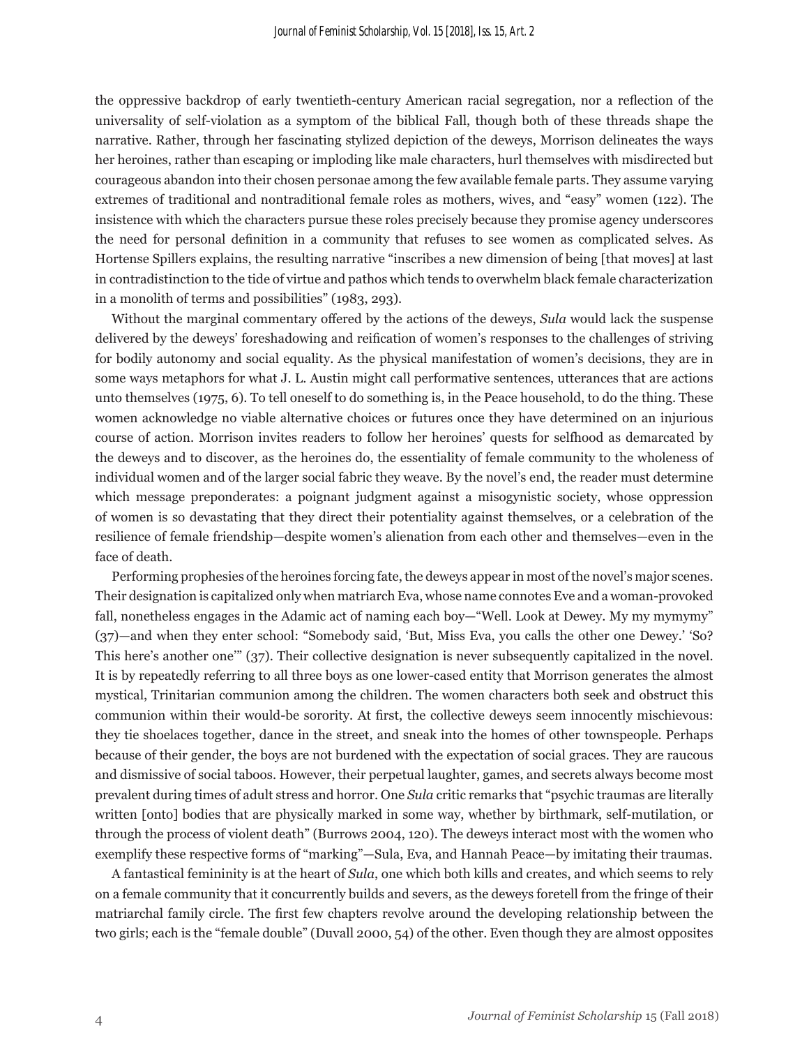the oppressive backdrop of early twentieth-century American racial segregation, nor a reflection of the universality of self-violation as a symptom of the biblical Fall, though both of these threads shape the narrative. Rather, through her fascinating stylized depiction of the deweys, Morrison delineates the ways her heroines, rather than escaping or imploding like male characters, hurl themselves with misdirected but courageous abandon into their chosen personae among the few available female parts. They assume varying extremes of traditional and nontraditional female roles as mothers, wives, and "easy" women (122). The insistence with which the characters pursue these roles precisely because they promise agency underscores the need for personal definition in a community that refuses to see women as complicated selves. As Hortense Spillers explains, the resulting narrative "inscribes a new dimension of being [that moves] at last in contradistinction to the tide of virtue and pathos which tends to overwhelm black female characterization in a monolith of terms and possibilities" (1983, 293).

Without the marginal commentary offered by the actions of the deweys, *Sula* would lack the suspense delivered by the deweys' foreshadowing and reification of women's responses to the challenges of striving for bodily autonomy and social equality. As the physical manifestation of women's decisions, they are in some ways metaphors for what J. L. Austin might call performative sentences, utterances that are actions unto themselves (1975, 6). To tell oneself to do something is, in the Peace household, to do the thing. These women acknowledge no viable alternative choices or futures once they have determined on an injurious course of action. Morrison invites readers to follow her heroines' quests for selfhood as demarcated by the deweys and to discover, as the heroines do, the essentiality of female community to the wholeness of individual women and of the larger social fabric they weave. By the novel's end, the reader must determine which message preponderates: a poignant judgment against a misogynistic society, whose oppression of women is so devastating that they direct their potentiality against themselves, or a celebration of the resilience of female friendship—despite women's alienation from each other and themselves—even in the face of death.

Performing prophesies of the heroines forcing fate, the deweys appear in most of the novel's major scenes. Their designation is capitalized only when matriarch Eva, whose name connotes Eve and a woman-provoked fall, nonetheless engages in the Adamic act of naming each boy—"Well. Look at Dewey. My my mymymy" (37)—and when they enter school: "Somebody said, 'But, Miss Eva, you calls the other one Dewey.' 'So? This here's another one'" (37). Their collective designation is never subsequently capitalized in the novel. It is by repeatedly referring to all three boys as one lower-cased entity that Morrison generates the almost mystical, Trinitarian communion among the children. The women characters both seek and obstruct this communion within their would-be sorority. At first, the collective deweys seem innocently mischievous: they tie shoelaces together, dance in the street, and sneak into the homes of other townspeople. Perhaps because of their gender, the boys are not burdened with the expectation of social graces. They are raucous and dismissive of social taboos. However, their perpetual laughter, games, and secrets always become most prevalent during times of adult stress and horror. One *Sula* critic remarks that "psychic traumas are literally written [onto] bodies that are physically marked in some way, whether by birthmark, self-mutilation, or through the process of violent death" (Burrows 2004, 120). The deweys interact most with the women who exemplify these respective forms of "marking"—Sula, Eva, and Hannah Peace—by imitating their traumas.

A fantastical femininity is at the heart of *Sula*, one which both kills and creates, and which seems to rely on a female community that it concurrently builds and severs, as the deweys foretell from the fringe of their matriarchal family circle. The first few chapters revolve around the developing relationship between the two girls; each is the "female double" (Duvall 2000, 54) of the other. Even though they are almost opposites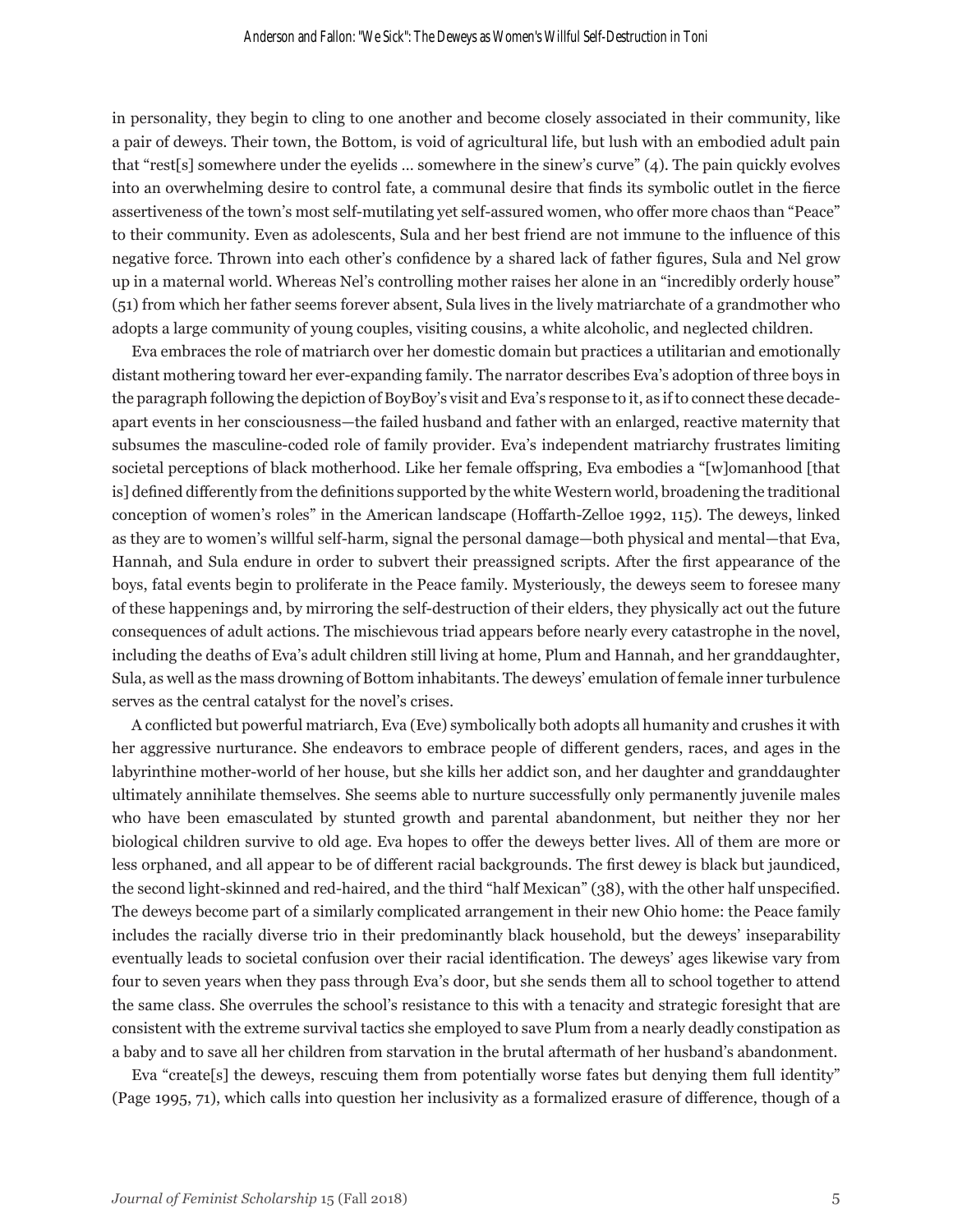in personality, they begin to cling to one another and become closely associated in their community, like a pair of deweys. Their town, the Bottom, is void of agricultural life, but lush with an embodied adult pain that "rest[s] somewhere under the eyelids … somewhere in the sinew's curve" (4). The pain quickly evolves into an overwhelming desire to control fate, a communal desire that finds its symbolic outlet in the fierce assertiveness of the town's most self-mutilating yet self-assured women, who offer more chaos than "Peace" to their community. Even as adolescents, Sula and her best friend are not immune to the influence of this negative force. Thrown into each other's confidence by a shared lack of father figures, Sula and Nel grow up in a maternal world. Whereas Nel's controlling mother raises her alone in an "incredibly orderly house" (51) from which her father seems forever absent, Sula lives in the lively matriarchate of a grandmother who adopts a large community of young couples, visiting cousins, a white alcoholic, and neglected children.

Eva embraces the role of matriarch over her domestic domain but practices a utilitarian and emotionally distant mothering toward her ever-expanding family. The narrator describes Eva's adoption of three boys in the paragraph following the depiction of BoyBoy's visit and Eva's response to it, as if to connect these decade-apart events in her consciousness—the failed husband and father with an enlarged, reactive maternity that subsumes the masculine-coded role of family provider. Eva's independent matriarchy frustrates limiting societal perceptions of black motherhood. Like her female offspring, Eva embodies a "[w]omanhood [that is] defined differently from the definitions supported by the white Western world, broadening the traditional conception of women's roles" in the American landscape (Hoffarth-Zelloe 1992, 115). The deweys, linked as they are to women's willful self-harm, signal the personal damage—both physical and mental—that Eva, Hannah, and Sula endure in order to subvert their preassigned scripts. After the first appearance of the boys, fatal events begin to proliferate in the Peace family. Mysteriously, the deweys seem to foresee many of these happenings and, by mirroring the self-destruction of their elders, they physically act out the future consequences of adult actions. The mischievous triad appears before nearly every catastrophe in the novel, including the deaths of Eva's adult children still living at home, Plum and Hannah, and her granddaughter, Sula, as well as the mass drowning of Bottom inhabitants. The deweys' emulation of female inner turbulence serves as the central catalyst for the novel's crises.

A conflicted but powerful matriarch, Eva (Eve) symbolically both adopts all humanity and crushes it with her aggressive nurturance. She endeavors to embrace people of different genders, races, and ages in the labyrinthine mother-world of her house, but she kills her addict son, and her daughter and granddaughter ultimately annihilate themselves. She seems able to nurture successfully only permanently juvenile males who have been emasculated by stunted growth and parental abandonment, but neither they nor her biological children survive to old age. Eva hopes to offer the deweys better lives. All of them are more or less orphaned, and all appear to be of different racial backgrounds. The first dewey is black but jaundiced, the second light-skinned and red-haired, and the third "half Mexican" (38), with the other half unspecified. The deweys become part of a similarly complicated arrangement in their new Ohio home: the Peace family includes the racially diverse trio in their predominantly black household, but the deweys' inseparability eventually leads to societal confusion over their racial identification. The deweys' ages likewise vary from four to seven years when they pass through Eva's door, but she sends them all to school together to attend the same class. She overrules the school's resistance to this with a tenacity and strategic foresight that are consistent with the extreme survival tactics she employed to save Plum from a nearly deadly constipation as a baby and to save all her children from starvation in the brutal aftermath of her husband's abandonment.

Eva "create[s] the deweys, rescuing them from potentially worse fates but denying them full identity" (Page 1995, 71), which calls into question her inclusivity as a formalized erasure of difference, though of a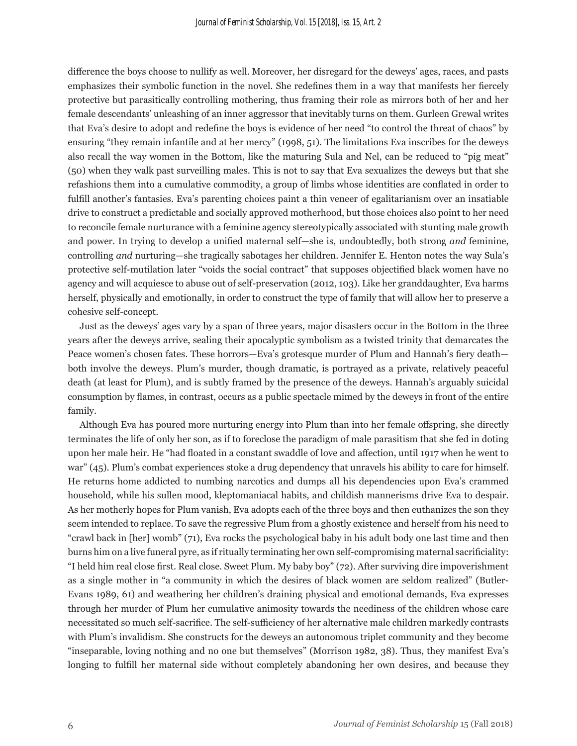difference the boys choose to nullify as well. Moreover, her disregard for the deweys' ages, races, and pasts emphasizes their symbolic function in the novel. She redefines them in a way that manifests her fiercely protective but parasitically controlling mothering, thus framing their role as mirrors both of her and her female descendants' unleashing of an inner aggressor that inevitably turns on them. Gurleen Grewal writes that Eva's desire to adopt and redefine the boys is evidence of her need "to control the threat of chaos" by ensuring "they remain infantile and at her mercy" (1998, 51). The limitations Eva inscribes for the deweys also recall the way women in the Bottom, like the maturing Sula and Nel, can be reduced to "pig meat" (50) when they walk past surveilling males. This is not to say that Eva sexualizes the deweys but that she refashions them into a cumulative commodity, a group of limbs whose identities are conflated in order to fulfill another's fantasies. Eva's parenting choices paint a thin veneer of egalitarianism over an insatiable drive to construct a predictable and socially approved motherhood, but those choices also point to her need to reconcile female nurturance with a feminine agency stereotypically associated with stunting male growth and power. In trying to develop a unified maternal self—she is, undoubtedly, both strong *and* feminine, controlling *and* nurturing—she tragically sabotages her children. Jennifer E. Henton notes the way Sula's protective self-mutilation later "voids the social contract" that supposes objectified black women have no agency and will acquiesce to abuse out of self-preservation (2012, 103). Like her granddaughter, Eva harms herself, physically and emotionally, in order to construct the type of family that will allow her to preserve a cohesive self-concept.

Just as the deweys' ages vary by a span of three years, major disasters occur in the Bottom in the three years after the deweys arrive, sealing their apocalyptic symbolism as a twisted trinity that demarcates the Peace women's chosen fates. These horrors—Eva's grotesque murder of Plum and Hannah's fiery death—both involve the deweys. Plum's murder, though dramatic, is portrayed as a private, relatively peaceful death (at least for Plum), and is subtly framed by the presence of the deweys. Hannah's arguably suicidal consumption by flames, in contrast, occurs as a public spectacle mimed by the deweys in front of the entire family.

Although Eva has poured more nurturing energy into Plum than into her female offspring, she directly terminates the life of only her son, as if to foreclose the paradigm of male parasitism that she fed in doting upon her male heir. He "had floated in a constant swaddle of love and affection, until 1917 when he went to war" (45). Plum's combat experiences stoke a drug dependency that unravels his ability to care for himself. He returns home addicted to numbing narcotics and dumps all his dependencies upon Eva's crammed household, while his sullen mood, kleptomaniacal habits, and childish mannerisms drive Eva to despair. As her motherly hopes for Plum vanish, Eva adopts each of the three boys and then euthanizes the son they seem intended to replace. To save the regressive Plum from a ghostly existence and herself from his need to "crawl back in [her] womb" (71), Eva rocks the psychological baby in his adult body one last time and then burns him on a live funeral pyre, as if ritually terminating her own self-compromising maternal sacrificiality: "I held him real close first. Real close. Sweet Plum. My baby boy" (72). After surviving dire impoverishment as a single mother in "a community in which the desires of black women are seldom realized" (Butler-Evans 1989, 61) and weathering her children's draining physical and emotional demands, Eva expresses through her murder of Plum her cumulative animosity towards the neediness of the children whose care necessitated so much self-sacrifice. The self-sufficiency of her alternative male children markedly contrasts with Plum's invalidism. She constructs for the deweys an autonomous triplet community and they become "inseparable, loving nothing and no one but themselves" (Morrison 1982, 38). Thus, they manifest Eva's longing to fulfill her maternal side without completely abandoning her own desires, and because they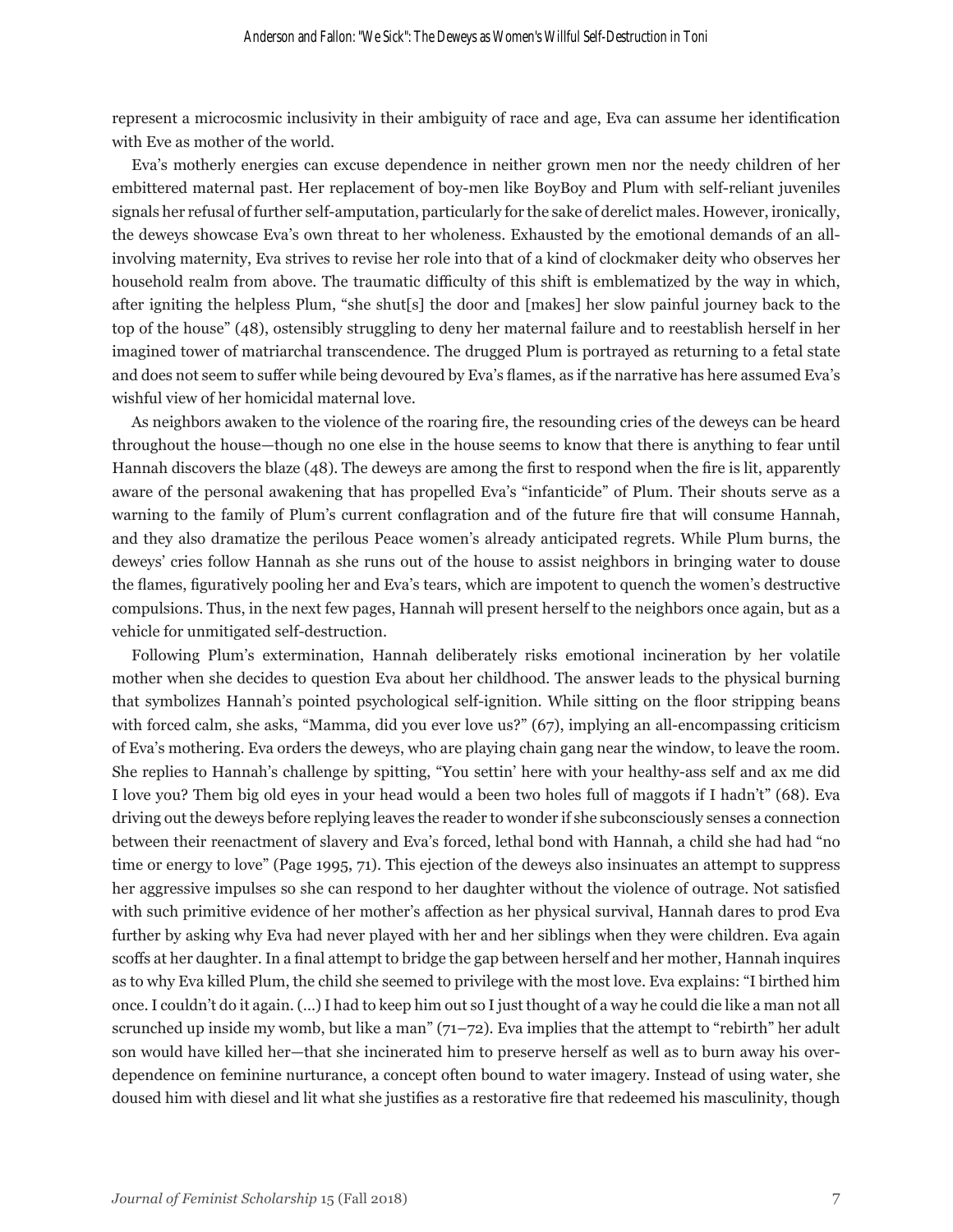represent a microcosmic inclusivity in their ambiguity of race and age, Eva can assume her identification with Eve as mother of the world.

Eva's motherly energies can excuse dependence in neither grown men nor the needy children of her embittered maternal past. Her replacement of boy-men like BoyBoy and Plum with self-reliant juveniles signals her refusal of further self-amputation, particularly for the sake of derelict males. However, ironically, the deweys showcase Eva's own threat to her wholeness. Exhausted by the emotional demands of an all-involving maternity, Eva strives to revise her role into that of a kind of clockmaker deity who observes her household realm from above. The traumatic difficulty of this shift is emblematized by the way in which, after igniting the helpless Plum, "she shut[s] the door and [makes] her slow painful journey back to the top of the house" (48), ostensibly struggling to deny her maternal failure and to reestablish herself in her imagined tower of matriarchal transcendence. The drugged Plum is portrayed as returning to a fetal state and does not seem to suffer while being devoured by Eva's flames, as if the narrative has here assumed Eva's wishful view of her homicidal maternal love.

As neighbors awaken to the violence of the roaring fire, the resounding cries of the deweys can be heard throughout the house—though no one else in the house seems to know that there is anything to fear until Hannah discovers the blaze (48). The deweys are among the first to respond when the fire is lit, apparently aware of the personal awakening that has propelled Eva's "infanticide" of Plum. Their shouts serve as a warning to the family of Plum's current conflagration and of the future fire that will consume Hannah, and they also dramatize the perilous Peace women's already anticipated regrets. While Plum burns, the deweys' cries follow Hannah as she runs out of the house to assist neighbors in bringing water to douse the flames, figuratively pooling her and Eva's tears, which are impotent to quench the women's destructive compulsions. Thus, in the next few pages, Hannah will present herself to the neighbors once again, but as a vehicle for unmitigated self-destruction.

Following Plum's extermination, Hannah deliberately risks emotional incineration by her volatile mother when she decides to question Eva about her childhood. The answer leads to the physical burning that symbolizes Hannah's pointed psychological self-ignition. While sitting on the floor stripping beans with forced calm, she asks, "Mamma, did you ever love us?" (67), implying an all-encompassing criticism of Eva's mothering. Eva orders the deweys, who are playing chain gang near the window, to leave the room. She replies to Hannah's challenge by spitting, "You settin' here with your healthy-ass self and ax me did I love you? Them big old eyes in your head would a been two holes full of maggots if I hadn't" (68). Eva driving out the deweys before replying leaves the reader to wonder if she subconsciously senses a connection between their reenactment of slavery and Eva's forced, lethal bond with Hannah, a child she had had "no time or energy to love" (Page 1995, 71). This ejection of the deweys also insinuates an attempt to suppress her aggressive impulses so she can respond to her daughter without the violence of outrage. Not satisfied with such primitive evidence of her mother's affection as her physical survival, Hannah dares to prod Eva further by asking why Eva had never played with her and her siblings when they were children. Eva again scoffs at her daughter. In a final attempt to bridge the gap between herself and her mother, Hannah inquires as to why Eva killed Plum, the child she seemed to privilege with the most love. Eva explains: "I birthed him once. I couldn't do it again. (…) I had to keep him out so I just thought of a way he could die like a man not all scrunched up inside my womb, but like a man" (71–72). Eva implies that the attempt to "rebirth" her adult son would have killed her—that she incinerated him to preserve herself as well as to burn away his over-dependence on feminine nurturance, a concept often bound to water imagery. Instead of using water, she doused him with diesel and lit what she justifies as a restorative fire that redeemed his masculinity, though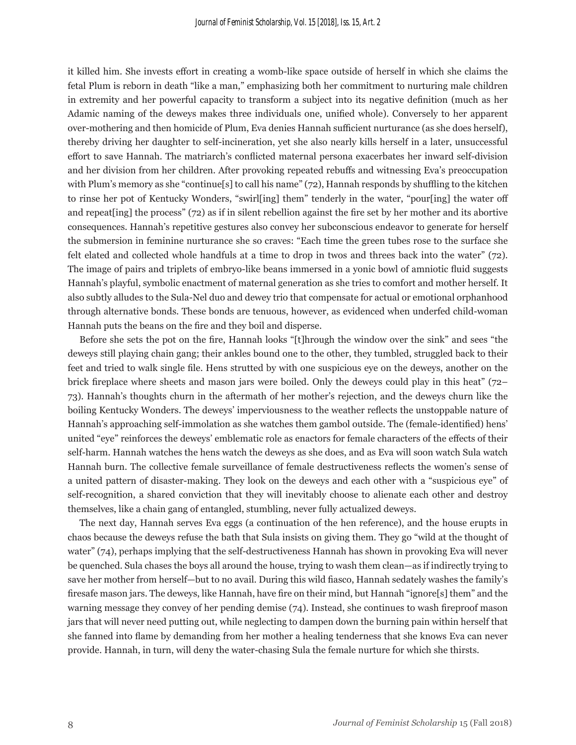it killed him. She invests effort in creating a womb-like space outside of herself in which she claims the fetal Plum is reborn in death "like a man," emphasizing both her commitment to nurturing male children in extremity and her powerful capacity to transform a subject into its negative definition (much as her Adamic naming of the deweys makes three individuals one, unified whole). Conversely to her apparent over-mothering and then homicide of Plum, Eva denies Hannah sufficient nurturance (as she does herself), thereby driving her daughter to self-incineration, yet she also nearly kills herself in a later, unsuccessful effort to save Hannah. The matriarch's conflicted maternal persona exacerbates her inward self-division and her division from her children. After provoking repeated rebuffs and witnessing Eva's preoccupation with Plum's memory as she "continue[s] to call his name" (72), Hannah responds by shuffling to the kitchen to rinse her pot of Kentucky Wonders, "swirl[ing] them" tenderly in the water, "pour[ing] the water off and repeat[ing] the process" (72) as if in silent rebellion against the fire set by her mother and its abortive consequences. Hannah's repetitive gestures also convey her subconscious endeavor to generate for herself the submersion in feminine nurturance she so craves: "Each time the green tubes rose to the surface she felt elated and collected whole handfuls at a time to drop in twos and threes back into the water" (72). The image of pairs and triplets of embryo-like beans immersed in a yonic bowl of amniotic fluid suggests Hannah's playful, symbolic enactment of maternal generation as she tries to comfort and mother herself. It also subtly alludes to the Sula-Nel duo and dewey trio that compensate for actual or emotional orphanhood through alternative bonds. These bonds are tenuous, however, as evidenced when underfed child-woman Hannah puts the beans on the fire and they boil and disperse.

Before she sets the pot on the fire, Hannah looks "[t]hrough the window over the sink" and sees "the deweys still playing chain gang; their ankles bound one to the other, they tumbled, struggled back to their feet and tried to walk single file. Hens strutted by with one suspicious eye on the deweys, another on the brick fireplace where sheets and mason jars were boiled. Only the deweys could play in this heat" (72–73). Hannah's thoughts churn in the aftermath of her mother's rejection, and the deweys churn like the boiling Kentucky Wonders. The deweys' imperviousness to the weather reflects the unstoppable nature of Hannah's approaching self-immolation as she watches them gambol outside. The (female-identified) hens' united "eye" reinforces the deweys' emblematic role as enactors for female characters of the effects of their self-harm. Hannah watches the hens watch the deweys as she does, and as Eva will soon watch Sula watch Hannah burn. The collective female surveillance of female destructiveness reflects the women's sense of a united pattern of disaster-making. They look on the deweys and each other with a "suspicious eye" of self-recognition, a shared conviction that they will inevitably choose to alienate each other and destroy themselves, like a chain gang of entangled, stumbling, never fully actualized deweys.

The next day, Hannah serves Eva eggs (a continuation of the hen reference), and the house erupts in chaos because the deweys refuse the bath that Sula insists on giving them. They go "wild at the thought of water" (74), perhaps implying that the self-destructiveness Hannah has shown in provoking Eva will never be quenched. Sula chases the boys all around the house, trying to wash them clean—as if indirectly trying to save her mother from herself—but to no avail. During this wild fiasco, Hannah sedately washes the family's firesafe mason jars. The deweys, like Hannah, have fire on their mind, but Hannah "ignore[s] them" and the warning message they convey of her pending demise (74). Instead, she continues to wash fireproof mason jars that will never need putting out, while neglecting to dampen down the burning pain within herself that she fanned into flame by demanding from her mother a healing tenderness that she knows Eva can never provide. Hannah, in turn, will deny the water-chasing Sula the female nurture for which she thirsts.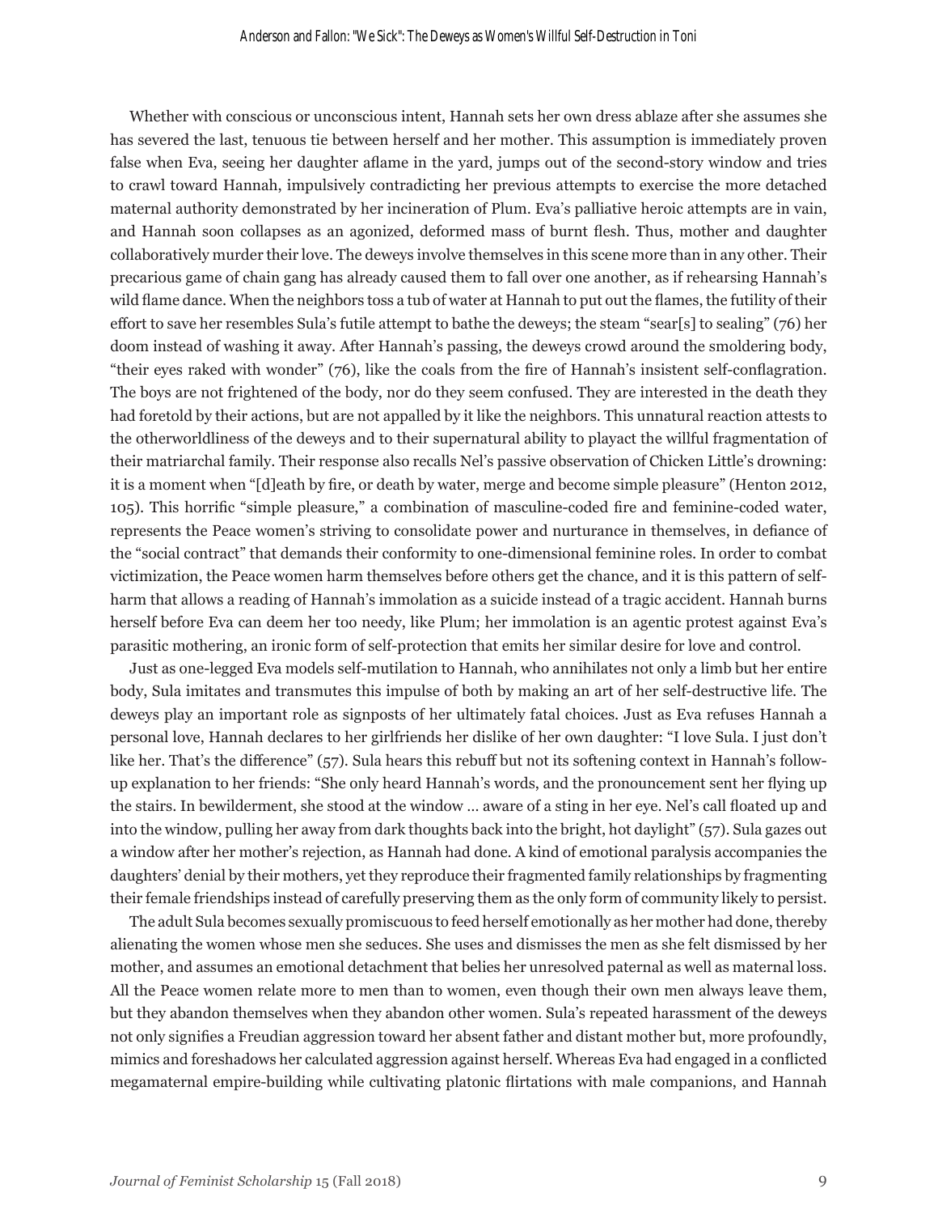Whether with conscious or unconscious intent, Hannah sets her own dress ablaze after she assumes she has severed the last, tenuous tie between herself and her mother. This assumption is immediately proven false when Eva, seeing her daughter aflame in the yard, jumps out of the second-story window and tries to crawl toward Hannah, impulsively contradicting her previous attempts to exercise the more detached maternal authority demonstrated by her incineration of Plum. Eva's palliative heroic attempts are in vain, and Hannah soon collapses as an agonized, deformed mass of burnt flesh. Thus, mother and daughter collaboratively murder their love. The deweys involve themselves in this scene more than in any other. Their precarious game of chain gang has already caused them to fall over one another, as if rehearsing Hannah's wild flame dance. When the neighbors toss a tub of water at Hannah to put out the flames, the futility of their effort to save her resembles Sula's futile attempt to bathe the deweys; the steam "sear[s] to sealing" (76) her doom instead of washing it away. After Hannah's passing, the deweys crowd around the smoldering body, "their eyes raked with wonder" (76), like the coals from the fire of Hannah's insistent self-conflagration. The boys are not frightened of the body, nor do they seem confused. They are interested in the death they had foretold by their actions, but are not appalled by it like the neighbors. This unnatural reaction attests to the otherworldliness of the deweys and to their supernatural ability to playact the willful fragmentation of their matriarchal family. Their response also recalls Nel's passive observation of Chicken Little's drowning: it is a moment when "[d]eath by fire, or death by water, merge and become simple pleasure" (Henton 2012, 105). This horrific "simple pleasure," a combination of masculine-coded fire and feminine-coded water, represents the Peace women's striving to consolidate power and nurturance in themselves, in defiance of the "social contract" that demands their conformity to one-dimensional feminine roles. In order to combat victimization, the Peace women harm themselves before others get the chance, and it is this pattern of self-harm that allows a reading of Hannah's immolation as a suicide instead of a tragic accident. Hannah burns herself before Eva can deem her too needy, like Plum; her immolation is an agentic protest against Eva's parasitic mothering, an ironic form of self-protection that emits her similar desire for love and control.

Just as one-legged Eva models self-mutilation to Hannah, who annihilates not only a limb but her entire body, Sula imitates and transmutes this impulse of both by making an art of her self-destructive life. The deweys play an important role as signposts of her ultimately fatal choices. Just as Eva refuses Hannah a personal love, Hannah declares to her girlfriends her dislike of her own daughter: "I love Sula. I just don't like her. That's the difference" (57). Sula hears this rebuff but not its softening context in Hannah's follow-up explanation to her friends: "She only heard Hannah's words, and the pronouncement sent her flying up the stairs. In bewilderment, she stood at the window … aware of a sting in her eye. Nel's call floated up and into the window, pulling her away from dark thoughts back into the bright, hot daylight" (57). Sula gazes out a window after her mother's rejection, as Hannah had done. A kind of emotional paralysis accompanies the daughters' denial by their mothers, yet they reproduce their fragmented family relationships by fragmenting their female friendships instead of carefully preserving them as the only form of community likely to persist.

The adult Sula becomes sexually promiscuous to feed herself emotionally as her mother had done, thereby alienating the women whose men she seduces. She uses and dismisses the men as she felt dismissed by her mother, and assumes an emotional detachment that belies her unresolved paternal as well as maternal loss. All the Peace women relate more to men than to women, even though their own men always leave them, but they abandon themselves when they abandon other women. Sula's repeated harassment of the deweys not only signifies a Freudian aggression toward her absent father and distant mother but, more profoundly, mimics and foreshadows her calculated aggression against herself. Whereas Eva had engaged in a conflicted megamaternal empire-building while cultivating platonic flirtations with male companions, and Hannah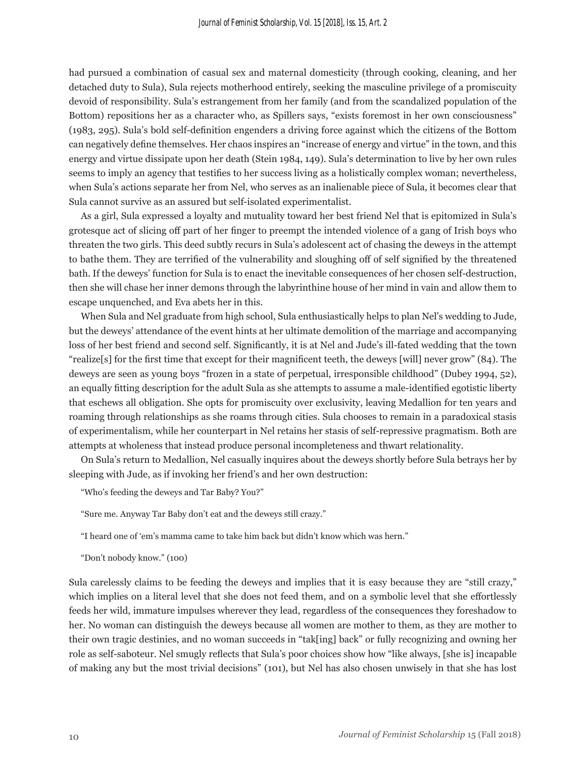had pursued a combination of casual sex and maternal domesticity (through cooking, cleaning, and her detached duty to Sula), Sula rejects motherhood entirely, seeking the masculine privilege of a promiscuity devoid of responsibility. Sula's estrangement from her family (and from the scandalized population of the Bottom) repositions her as a character who, as Spillers says, "exists foremost in her own consciousness" (1983, 295). Sula's bold self-definition engenders a driving force against which the citizens of the Bottom can negatively define themselves. Her chaos inspires an "increase of energy and virtue" in the town, and this energy and virtue dissipate upon her death (Stein 1984, 149). Sula's determination to live by her own rules seems to imply an agency that testifies to her success living as a holistically complex woman; nevertheless, when Sula's actions separate her from Nel, who serves as an inalienable piece of Sula, it becomes clear that Sula cannot survive as an assured but self-isolated experimentalist.

As a girl, Sula expressed a loyalty and mutuality toward her best friend Nel that is epitomized in Sula's grotesque act of slicing off part of her finger to preempt the intended violence of a gang of Irish boys who threaten the two girls. This deed subtly recurs in Sula's adolescent act of chasing the deweys in the attempt to bathe them. They are terrified of the vulnerability and sloughing off of self signified by the threatened bath. If the deweys' function for Sula is to enact the inevitable consequences of her chosen self-destruction, then she will chase her inner demons through the labyrinthine house of her mind in vain and allow them to escape unquenched, and Eva abets her in this.

When Sula and Nel graduate from high school, Sula enthusiastically helps to plan Nel's wedding to Jude, but the deweys' attendance of the event hints at her ultimate demolition of the marriage and accompanying loss of her best friend and second self. Significantly, it is at Nel and Jude's ill-fated wedding that the town "realize[s] for the first time that except for their magnificent teeth, the deweys [will] never grow" (84). The deweys are seen as young boys "frozen in a state of perpetual, irresponsible childhood" (Dubey 1994, 52), an equally fitting description for the adult Sula as she attempts to assume a male-identified egotistic liberty that eschews all obligation. She opts for promiscuity over exclusivity, leaving Medallion for ten years and roaming through relationships as she roams through cities. Sula chooses to remain in a paradoxical stasis of experimentalism, while her counterpart in Nel retains her stasis of self-repressive pragmatism. Both are attempts at wholeness that instead produce personal incompleteness and thwart relationality.

On Sula's return to Medallion, Nel casually inquires about the deweys shortly before Sula betrays her by sleeping with Jude, as if invoking her friend's and her own destruction:

> "Who's feeding the deweys and Tar Baby? You?"
>
> "Sure me. Anyway Tar Baby don't eat and the deweys still crazy."
>
> "I heard one of 'em's mamma came to take him back but didn't know which was hern."
>
> "Don't nobody know." (100)

Sula carelessly claims to be feeding the deweys and implies that it is easy because they are "still crazy," which implies on a literal level that she does not feed them, and on a symbolic level that she effortlessly feeds her wild, immature impulses wherever they lead, regardless of the consequences they foreshadow to her. No woman can distinguish the deweys because all women are mother to them, as they are mother to their own tragic destinies, and no woman succeeds in "tak[ing] back" or fully recognizing and owning her role as self-saboteur. Nel smugly reflects that Sula's poor choices show how "like always, [she is] incapable of making any but the most trivial decisions" (101), but Nel has also chosen unwisely in that she has lost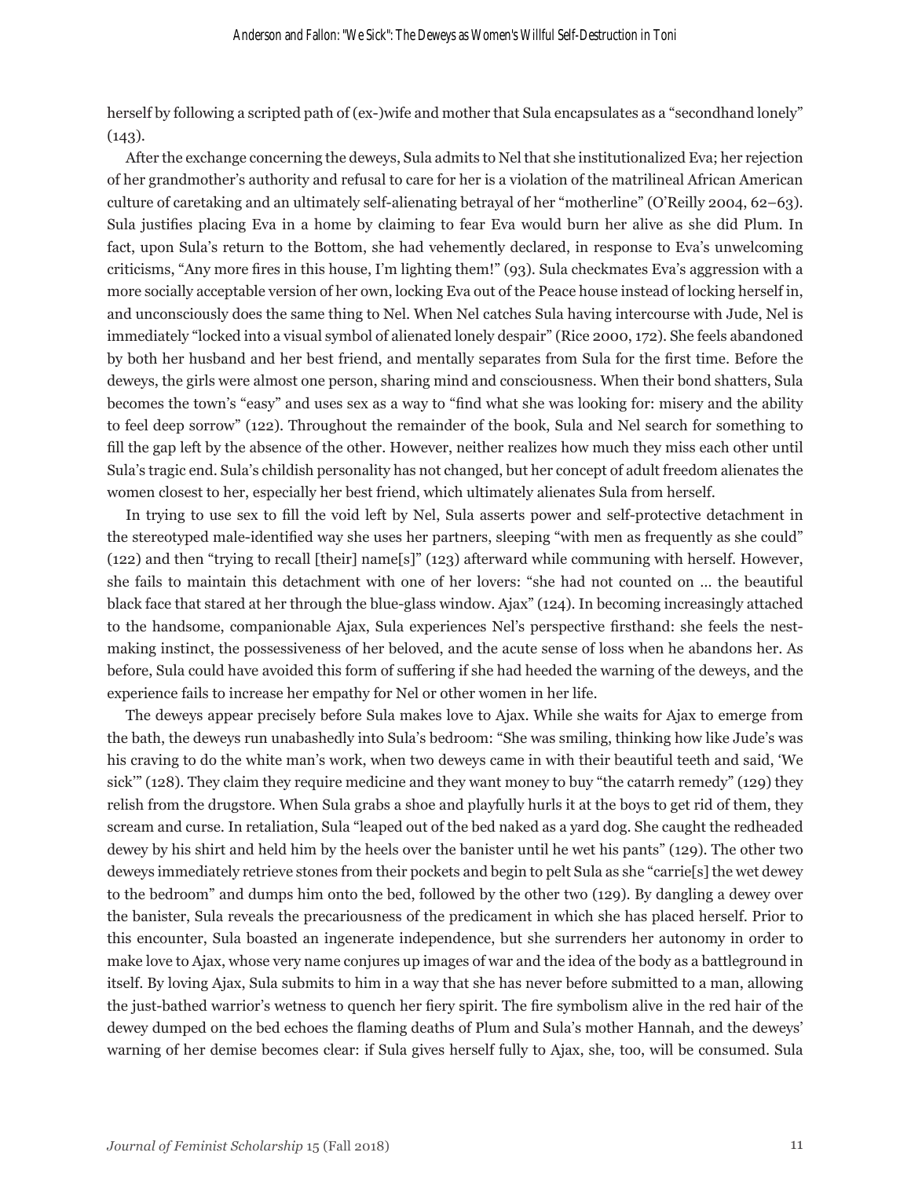herself by following a scripted path of (ex-)wife and mother that Sula encapsulates as a "secondhand lonely" (143).

After the exchange concerning the deweys, Sula admits to Nel that she institutionalized Eva; her rejection of her grandmother's authority and refusal to care for her is a violation of the matrilineal African American culture of caretaking and an ultimately self-alienating betrayal of her "motherline" (O'Reilly 2004, 62–63). Sula justifies placing Eva in a home by claiming to fear Eva would burn her alive as she did Plum. In fact, upon Sula's return to the Bottom, she had vehemently declared, in response to Eva's unwelcoming criticisms, "Any more fires in this house, I'm lighting them!" (93). Sula checkmates Eva's aggression with a more socially acceptable version of her own, locking Eva out of the Peace house instead of locking herself in, and unconsciously does the same thing to Nel. When Nel catches Sula having intercourse with Jude, Nel is immediately "locked into a visual symbol of alienated lonely despair" (Rice 2000, 172). She feels abandoned by both her husband and her best friend, and mentally separates from Sula for the first time. Before the deweys, the girls were almost one person, sharing mind and consciousness. When their bond shatters, Sula becomes the town's "easy" and uses sex as a way to "find what she was looking for: misery and the ability to feel deep sorrow" (122). Throughout the remainder of the book, Sula and Nel search for something to fill the gap left by the absence of the other. However, neither realizes how much they miss each other until Sula's tragic end. Sula's childish personality has not changed, but her concept of adult freedom alienates the women closest to her, especially her best friend, which ultimately alienates Sula from herself.

In trying to use sex to fill the void left by Nel, Sula asserts power and self-protective detachment in the stereotyped male-identified way she uses her partners, sleeping "with men as frequently as she could" (122) and then "trying to recall [their] name[s]" (123) afterward while communing with herself. However, she fails to maintain this detachment with one of her lovers: "she had not counted on … the beautiful black face that stared at her through the blue-glass window. Ajax" (124). In becoming increasingly attached to the handsome, companionable Ajax, Sula experiences Nel's perspective firsthand: she feels the nest-making instinct, the possessiveness of her beloved, and the acute sense of loss when he abandons her. As before, Sula could have avoided this form of suffering if she had heeded the warning of the deweys, and the experience fails to increase her empathy for Nel or other women in her life.

The deweys appear precisely before Sula makes love to Ajax. While she waits for Ajax to emerge from the bath, the deweys run unabashedly into Sula's bedroom: "She was smiling, thinking how like Jude's was his craving to do the white man's work, when two deweys came in with their beautiful teeth and said, 'We sick'" (128). They claim they require medicine and they want money to buy "the catarrh remedy" (129) they relish from the drugstore. When Sula grabs a shoe and playfully hurls it at the boys to get rid of them, they scream and curse. In retaliation, Sula "leaped out of the bed naked as a yard dog. She caught the redheaded dewey by his shirt and held him by the heels over the banister until he wet his pants" (129). The other two deweys immediately retrieve stones from their pockets and begin to pelt Sula as she "carrie[s] the wet dewey to the bedroom" and dumps him onto the bed, followed by the other two (129). By dangling a dewey over the banister, Sula reveals the precariousness of the predicament in which she has placed herself. Prior to this encounter, Sula boasted an ingenerate independence, but she surrenders her autonomy in order to make love to Ajax, whose very name conjures up images of war and the idea of the body as a battleground in itself. By loving Ajax, Sula submits to him in a way that she has never before submitted to a man, allowing the just-bathed warrior's wetness to quench her fiery spirit. The fire symbolism alive in the red hair of the dewey dumped on the bed echoes the flaming deaths of Plum and Sula's mother Hannah, and the deweys' warning of her demise becomes clear: if Sula gives herself fully to Ajax, she, too, will be consumed. Sula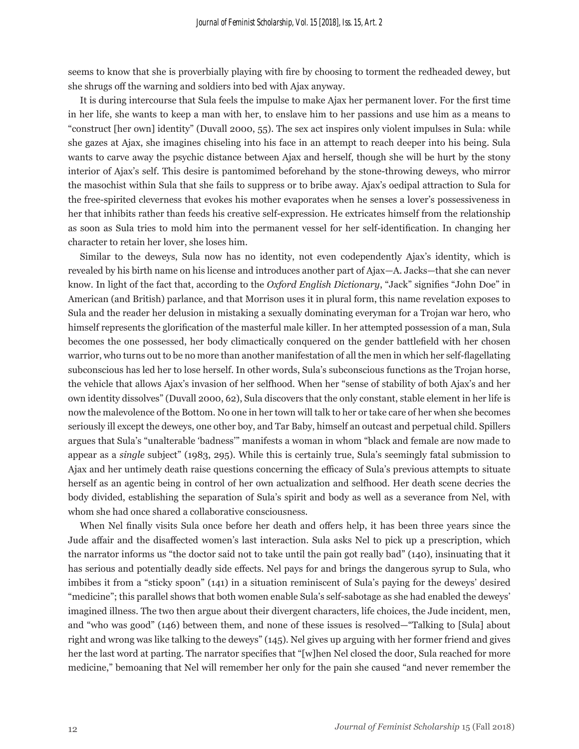seems to know that she is proverbially playing with fire by choosing to torment the redheaded dewey, but she shrugs off the warning and soldiers into bed with Ajax anyway.

It is during intercourse that Sula feels the impulse to make Ajax her permanent lover. For the first time in her life, she wants to keep a man with her, to enslave him to her passions and use him as a means to "construct [her own] identity" (Duvall 2000, 55). The sex act inspires only violent impulses in Sula: while she gazes at Ajax, she imagines chiseling into his face in an attempt to reach deeper into his being. Sula wants to carve away the psychic distance between Ajax and herself, though she will be hurt by the stony interior of Ajax's self. This desire is pantomimed beforehand by the stone-throwing deweys, who mirror the masochist within Sula that she fails to suppress or to bribe away. Ajax's oedipal attraction to Sula for the free-spirited cleverness that evokes his mother evaporates when he senses a lover's possessiveness in her that inhibits rather than feeds his creative self-expression. He extricates himself from the relationship as soon as Sula tries to mold him into the permanent vessel for her self-identification. In changing her character to retain her lover, she loses him.

Similar to the deweys, Sula now has no identity, not even codependently Ajax's identity, which is revealed by his birth name on his license and introduces another part of Ajax—A. Jacks—that she can never know. In light of the fact that, according to the *Oxford English Dictionary*, "Jack" signifies "John Doe" in American (and British) parlance, and that Morrison uses it in plural form, this name revelation exposes to Sula and the reader her delusion in mistaking a sexually dominating everyman for a Trojan war hero, who himself represents the glorification of the masterful male killer. In her attempted possession of a man, Sula becomes the one possessed, her body climactically conquered on the gender battlefield with her chosen warrior, who turns out to be no more than another manifestation of all the men in which her self-flagellating subconscious has led her to lose herself. In other words, Sula's subconscious functions as the Trojan horse, the vehicle that allows Ajax's invasion of her selfhood. When her "sense of stability of both Ajax's and her own identity dissolves" (Duvall 2000, 62), Sula discovers that the only constant, stable element in her life is now the malevolence of the Bottom. No one in her town will talk to her or take care of her when she becomes seriously ill except the deweys, one other boy, and Tar Baby, himself an outcast and perpetual child. Spillers argues that Sula's "unalterable 'badness'" manifests a woman in whom "black and female are now made to appear as a *single* subject" (1983, 295). While this is certainly true, Sula's seemingly fatal submission to Ajax and her untimely death raise questions concerning the efficacy of Sula's previous attempts to situate herself as an agentic being in control of her own actualization and selfhood. Her death scene decries the body divided, establishing the separation of Sula's spirit and body as well as a severance from Nel, with whom she had once shared a collaborative consciousness.

When Nel finally visits Sula once before her death and offers help, it has been three years since the Jude affair and the disaffected women's last interaction. Sula asks Nel to pick up a prescription, which the narrator informs us "the doctor said not to take until the pain got really bad" (140), insinuating that it has serious and potentially deadly side effects. Nel pays for and brings the dangerous syrup to Sula, who imbibes it from a "sticky spoon" (141) in a situation reminiscent of Sula's paying for the deweys' desired "medicine"; this parallel shows that both women enable Sula's self-sabotage as she had enabled the deweys' imagined illness. The two then argue about their divergent characters, life choices, the Jude incident, men, and "who was good" (146) between them, and none of these issues is resolved—"Talking to [Sula] about right and wrong was like talking to the deweys" (145). Nel gives up arguing with her former friend and gives her the last word at parting. The narrator specifies that "[w]hen Nel closed the door, Sula reached for more medicine," bemoaning that Nel will remember her only for the pain she caused "and never remember the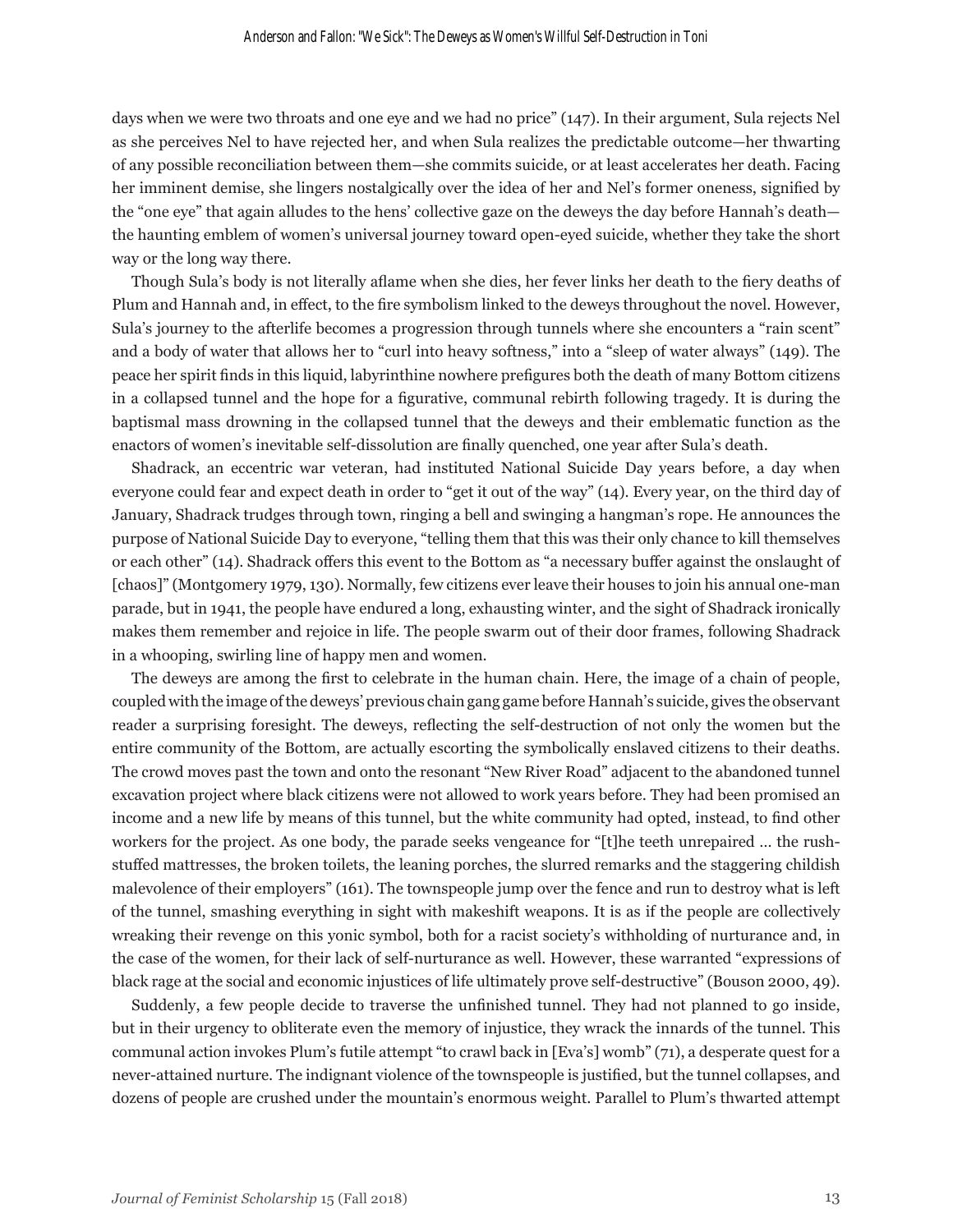days when we were two throats and one eye and we had no price" (147). In their argument, Sula rejects Nel as she perceives Nel to have rejected her, and when Sula realizes the predictable outcome—her thwarting of any possible reconciliation between them—she commits suicide, or at least accelerates her death. Facing her imminent demise, she lingers nostalgically over the idea of her and Nel's former oneness, signified by the "one eye" that again alludes to the hens' collective gaze on the deweys the day before Hannah's death—the haunting emblem of women's universal journey toward open-eyed suicide, whether they take the short way or the long way there.

Though Sula's body is not literally aflame when she dies, her fever links her death to the fiery deaths of Plum and Hannah and, in effect, to the fire symbolism linked to the deweys throughout the novel. However, Sula's journey to the afterlife becomes a progression through tunnels where she encounters a "rain scent" and a body of water that allows her to "curl into heavy softness," into a "sleep of water always" (149). The peace her spirit finds in this liquid, labyrinthine nowhere prefigures both the death of many Bottom citizens in a collapsed tunnel and the hope for a figurative, communal rebirth following tragedy. It is during the baptismal mass drowning in the collapsed tunnel that the deweys and their emblematic function as the enactors of women's inevitable self-dissolution are finally quenched, one year after Sula's death.

Shadrack, an eccentric war veteran, had instituted National Suicide Day years before, a day when everyone could fear and expect death in order to "get it out of the way" (14). Every year, on the third day of January, Shadrack trudges through town, ringing a bell and swinging a hangman's rope. He announces the purpose of National Suicide Day to everyone, "telling them that this was their only chance to kill themselves or each other" (14). Shadrack offers this event to the Bottom as "a necessary buffer against the onslaught of [chaos]" (Montgomery 1979, 130). Normally, few citizens ever leave their houses to join his annual one-man parade, but in 1941, the people have endured a long, exhausting winter, and the sight of Shadrack ironically makes them remember and rejoice in life. The people swarm out of their door frames, following Shadrack in a whooping, swirling line of happy men and women.

The deweys are among the first to celebrate in the human chain. Here, the image of a chain of people, coupled with the image of the deweys' previous chain gang game before Hannah's suicide, gives the observant reader a surprising foresight. The deweys, reflecting the self-destruction of not only the women but the entire community of the Bottom, are actually escorting the symbolically enslaved citizens to their deaths. The crowd moves past the town and onto the resonant "New River Road" adjacent to the abandoned tunnel excavation project where black citizens were not allowed to work years before. They had been promised an income and a new life by means of this tunnel, but the white community had opted, instead, to find other workers for the project. As one body, the parade seeks vengeance for "[t]he teeth unrepaired … the rush-stuffed mattresses, the broken toilets, the leaning porches, the slurred remarks and the staggering childish malevolence of their employers" (161). The townspeople jump over the fence and run to destroy what is left of the tunnel, smashing everything in sight with makeshift weapons. It is as if the people are collectively wreaking their revenge on this yonic symbol, both for a racist society's withholding of nurturance and, in the case of the women, for their lack of self-nurturance as well. However, these warranted "expressions of black rage at the social and economic injustices of life ultimately prove self-destructive" (Bouson 2000, 49).

Suddenly, a few people decide to traverse the unfinished tunnel. They had not planned to go inside, but in their urgency to obliterate even the memory of injustice, they wrack the innards of the tunnel. This communal action invokes Plum's futile attempt "to crawl back in [Eva's] womb" (71), a desperate quest for a never-attained nurture. The indignant violence of the townspeople is justified, but the tunnel collapses, and dozens of people are crushed under the mountain's enormous weight. Parallel to Plum's thwarted attempt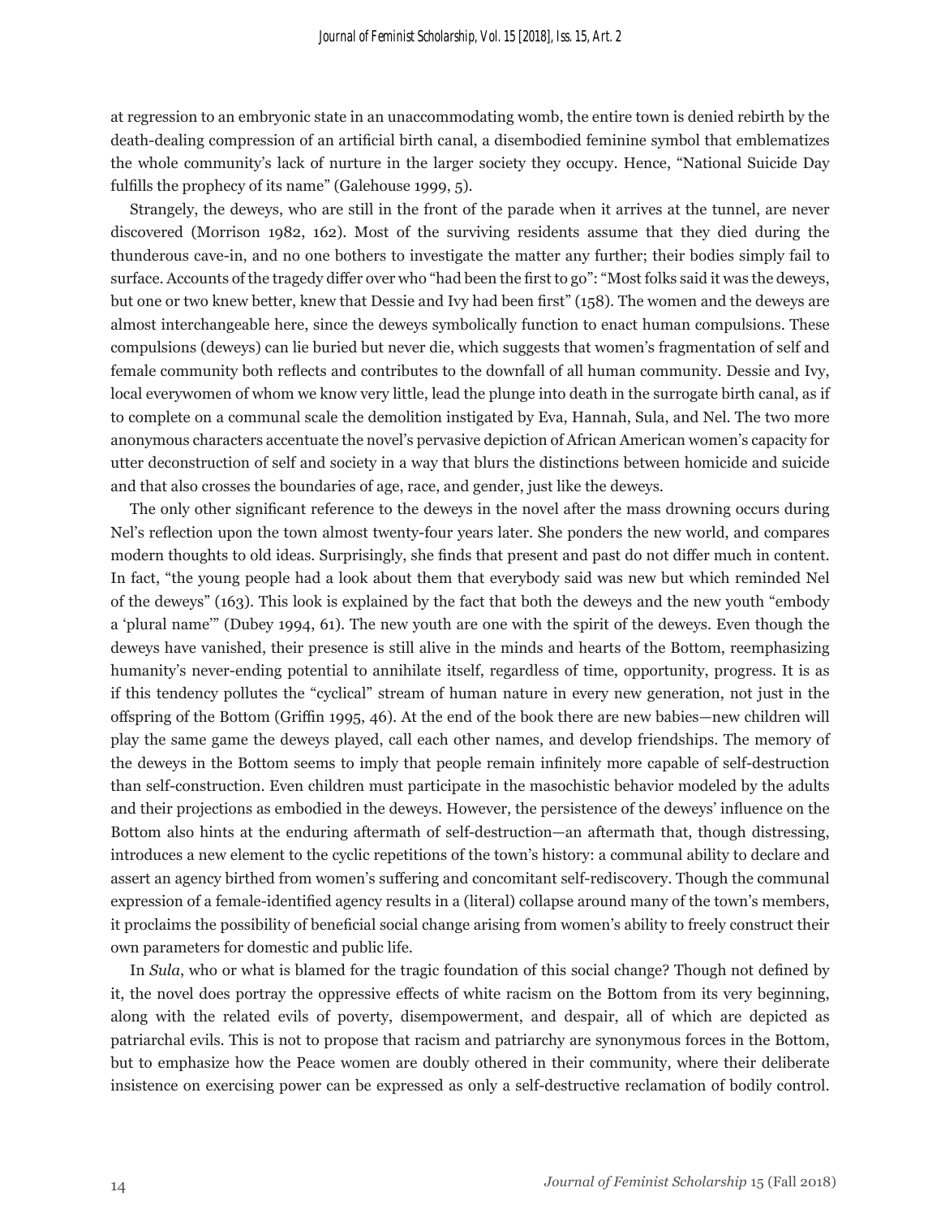at regression to an embryonic state in an unaccommodating womb, the entire town is denied rebirth by the death-dealing compression of an artificial birth canal, a disembodied feminine symbol that emblematizes the whole community's lack of nurture in the larger society they occupy. Hence, "National Suicide Day fulfills the prophecy of its name" (Galehouse 1999, 5).

Strangely, the deweys, who are still in the front of the parade when it arrives at the tunnel, are never discovered (Morrison 1982, 162). Most of the surviving residents assume that they died during the thunderous cave-in, and no one bothers to investigate the matter any further; their bodies simply fail to surface. Accounts of the tragedy differ over who "had been the first to go": "Most folks said it was the deweys, but one or two knew better, knew that Dessie and Ivy had been first" (158). The women and the deweys are almost interchangeable here, since the deweys symbolically function to enact human compulsions. These compulsions (deweys) can lie buried but never die, which suggests that women's fragmentation of self and female community both reflects and contributes to the downfall of all human community. Dessie and Ivy, local everywomen of whom we know very little, lead the plunge into death in the surrogate birth canal, as if to complete on a communal scale the demolition instigated by Eva, Hannah, Sula, and Nel. The two more anonymous characters accentuate the novel's pervasive depiction of African American women's capacity for utter deconstruction of self and society in a way that blurs the distinctions between homicide and suicide and that also crosses the boundaries of age, race, and gender, just like the deweys.

The only other significant reference to the deweys in the novel after the mass drowning occurs during Nel's reflection upon the town almost twenty-four years later. She ponders the new world, and compares modern thoughts to old ideas. Surprisingly, she finds that present and past do not differ much in content. In fact, "the young people had a look about them that everybody said was new but which reminded Nel of the deweys" (163). This look is explained by the fact that both the deweys and the new youth "embody a 'plural name'" (Dubey 1994, 61). The new youth are one with the spirit of the deweys. Even though the deweys have vanished, their presence is still alive in the minds and hearts of the Bottom, reemphasizing humanity's never-ending potential to annihilate itself, regardless of time, opportunity, progress. It is as if this tendency pollutes the "cyclical" stream of human nature in every new generation, not just in the offspring of the Bottom (Griffin 1995, 46). At the end of the book there are new babies—new children will play the same game the deweys played, call each other names, and develop friendships. The memory of the deweys in the Bottom seems to imply that people remain infinitely more capable of self-destruction than self-construction. Even children must participate in the masochistic behavior modeled by the adults and their projections as embodied in the deweys. However, the persistence of the deweys' influence on the Bottom also hints at the enduring aftermath of self-destruction—an aftermath that, though distressing, introduces a new element to the cyclic repetitions of the town's history: a communal ability to declare and assert an agency birthed from women's suffering and concomitant self-rediscovery. Though the communal expression of a female-identified agency results in a (literal) collapse around many of the town's members, it proclaims the possibility of beneficial social change arising from women's ability to freely construct their own parameters for domestic and public life.

In *Sula*, who or what is blamed for the tragic foundation of this social change? Though not defined by it, the novel does portray the oppressive effects of white racism on the Bottom from its very beginning, along with the related evils of poverty, disempowerment, and despair, all of which are depicted as patriarchal evils. This is not to propose that racism and patriarchy are synonymous forces in the Bottom, but to emphasize how the Peace women are doubly othered in their community, where their deliberate insistence on exercising power can be expressed as only a self-destructive reclamation of bodily control.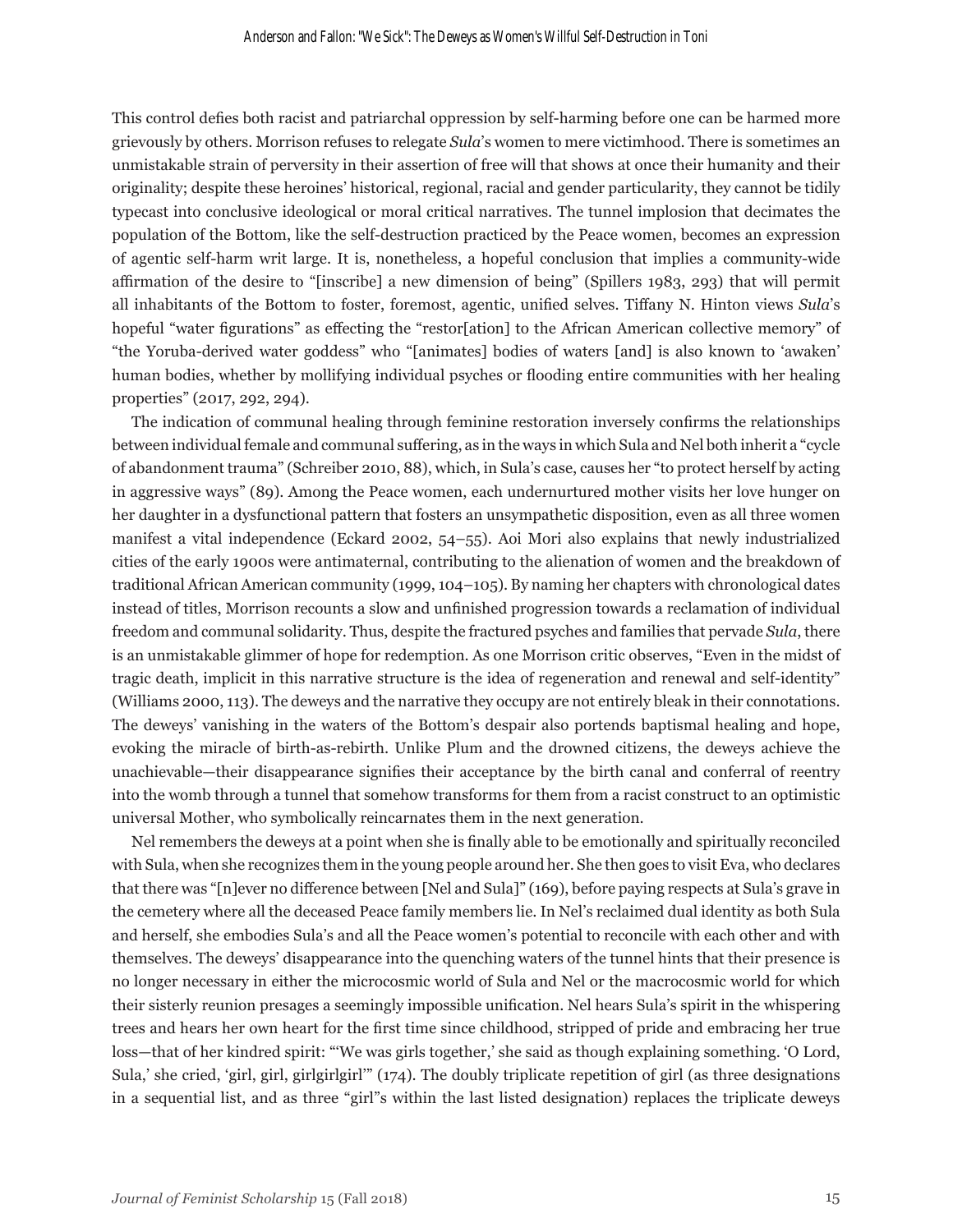This control defies both racist and patriarchal oppression by self-harming before one can be harmed more grievously by others. Morrison refuses to relegate *Sula*'s women to mere victimhood. There is sometimes an unmistakable strain of perversity in their assertion of free will that shows at once their humanity and their originality; despite these heroines' historical, regional, racial and gender particularity, they cannot be tidily typecast into conclusive ideological or moral critical narratives. The tunnel implosion that decimates the population of the Bottom, like the self-destruction practiced by the Peace women, becomes an expression of agentic self-harm writ large. It is, nonetheless, a hopeful conclusion that implies a community-wide affirmation of the desire to "[inscribe] a new dimension of being" (Spillers 1983, 293) that will permit all inhabitants of the Bottom to foster, foremost, agentic, unified selves. Tiffany N. Hinton views *Sula*'s hopeful "water figurations" as effecting the "restor[ation] to the African American collective memory" of "the Yoruba-derived water goddess" who "[animates] bodies of waters [and] is also known to 'awaken' human bodies, whether by mollifying individual psyches or flooding entire communities with her healing properties" (2017, 292, 294).

The indication of communal healing through feminine restoration inversely confirms the relationships between individual female and communal suffering, as in the ways in which Sula and Nel both inherit a "cycle of abandonment trauma" (Schreiber 2010, 88), which, in Sula's case, causes her "to protect herself by acting in aggressive ways" (89). Among the Peace women, each undernurtured mother visits her love hunger on her daughter in a dysfunctional pattern that fosters an unsympathetic disposition, even as all three women manifest a vital independence (Eckard 2002, 54–55). Aoi Mori also explains that newly industrialized cities of the early 1900s were antimaternal, contributing to the alienation of women and the breakdown of traditional African American community (1999, 104–105). By naming her chapters with chronological dates instead of titles, Morrison recounts a slow and unfinished progression towards a reclamation of individual freedom and communal solidarity. Thus, despite the fractured psyches and families that pervade *Sula*, there is an unmistakable glimmer of hope for redemption. As one Morrison critic observes, "Even in the midst of tragic death, implicit in this narrative structure is the idea of regeneration and renewal and self-identity" (Williams 2000, 113). The deweys and the narrative they occupy are not entirely bleak in their connotations. The deweys' vanishing in the waters of the Bottom's despair also portends baptismal healing and hope, evoking the miracle of birth-as-rebirth. Unlike Plum and the drowned citizens, the deweys achieve the unachievable—their disappearance signifies their acceptance by the birth canal and conferral of reentry into the womb through a tunnel that somehow transforms for them from a racist construct to an optimistic universal Mother, who symbolically reincarnates them in the next generation.

Nel remembers the deweys at a point when she is finally able to be emotionally and spiritually reconciled with Sula, when she recognizes them in the young people around her. She then goes to visit Eva, who declares that there was "[n]ever no difference between [Nel and Sula]" (169), before paying respects at Sula's grave in the cemetery where all the deceased Peace family members lie. In Nel's reclaimed dual identity as both Sula and herself, she embodies Sula's and all the Peace women's potential to reconcile with each other and with themselves. The deweys' disappearance into the quenching waters of the tunnel hints that their presence is no longer necessary in either the microcosmic world of Sula and Nel or the macrocosmic world for which their sisterly reunion presages a seemingly impossible unification. Nel hears Sula's spirit in the whispering trees and hears her own heart for the first time since childhood, stripped of pride and embracing her true loss—that of her kindred spirit: "'We was girls together,' she said as though explaining something. 'O Lord, Sula,' she cried, 'girl, girl, girlgirlgirl'" (174). The doubly triplicate repetition of girl (as three designations in a sequential list, and as three "girl"s within the last listed designation) replaces the triplicate deweys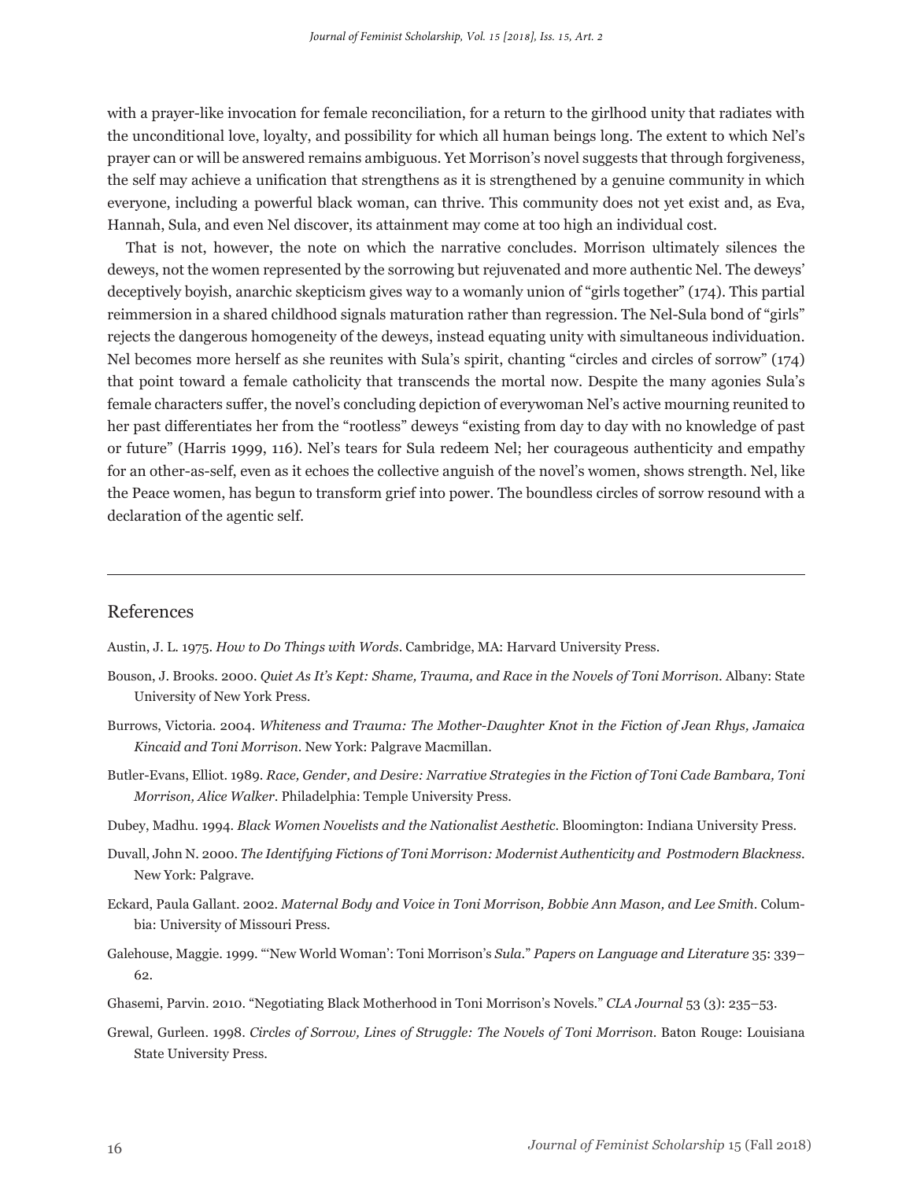with a prayer-like invocation for female reconciliation, for a return to the girlhood unity that radiates with the unconditional love, loyalty, and possibility for which all human beings long. The extent to which Nel's prayer can or will be answered remains ambiguous. Yet Morrison's novel suggests that through forgiveness, the self may achieve a unification that strengthens as it is strengthened by a genuine community in which everyone, including a powerful black woman, can thrive. This community does not yet exist and, as Eva, Hannah, Sula, and even Nel discover, its attainment may come at too high an individual cost.

That is not, however, the note on which the narrative concludes. Morrison ultimately silences the deweys, not the women represented by the sorrowing but rejuvenated and more authentic Nel. The deweys' deceptively boyish, anarchic skepticism gives way to a womanly union of "girls together" (174). This partial reimmersion in a shared childhood signals maturation rather than regression. The Nel-Sula bond of "girls" rejects the dangerous homogeneity of the deweys, instead equating unity with simultaneous individuation. Nel becomes more herself as she reunites with Sula's spirit, chanting "circles and circles of sorrow" (174) that point toward a female catholicity that transcends the mortal now. Despite the many agonies Sula's female characters suffer, the novel's concluding depiction of everywoman Nel's active mourning reunited to her past differentiates her from the "rootless" deweys "existing from day to day with no knowledge of past or future" (Harris 1999, 116). Nel's tears for Sula redeem Nel; her courageous authenticity and empathy for an other-as-self, even as it echoes the collective anguish of the novel's women, shows strength. Nel, like the Peace women, has begun to transform grief into power. The boundless circles of sorrow resound with a declaration of the agentic self.

---

## References

Austin, J. L. 1975. *How to Do Things with Words*. Cambridge, MA: Harvard University Press.

Bouson, J. Brooks. 2000. *Quiet As It's Kept: Shame, Trauma, and Race in the Novels of Toni Morrison*. Albany: State University of New York Press.

Burrows, Victoria. 2004. *Whiteness and Trauma: The Mother-Daughter Knot in the Fiction of Jean Rhys, Jamaica Kincaid and Toni Morrison*. New York: Palgrave Macmillan.

Butler-Evans, Elliot. 1989. *Race, Gender, and Desire: Narrative Strategies in the Fiction of Toni Cade Bambara, Toni Morrison, Alice Walker*. Philadelphia: Temple University Press.

Dubey, Madhu. 1994. *Black Women Novelists and the Nationalist Aesthetic*. Bloomington: Indiana University Press.

Duvall, John N. 2000. *The Identifying Fictions of Toni Morrison: Modernist Authenticity and Postmodern Blackness*. New York: Palgrave.

Eckard, Paula Gallant. 2002. *Maternal Body and Voice in Toni Morrison, Bobbie Ann Mason, and Lee Smith*. Columbia: University of Missouri Press.

Galehouse, Maggie. 1999. "'New World Woman': Toni Morrison's *Sula*." *Papers on Language and Literature* 35: 339–62.

Ghasemi, Parvin. 2010. "Negotiating Black Motherhood in Toni Morrison's Novels." *CLA Journal* 53 (3): 235–53.

Grewal, Gurleen. 1998. *Circles of Sorrow, Lines of Struggle: The Novels of Toni Morrison*. Baton Rouge: Louisiana State University Press.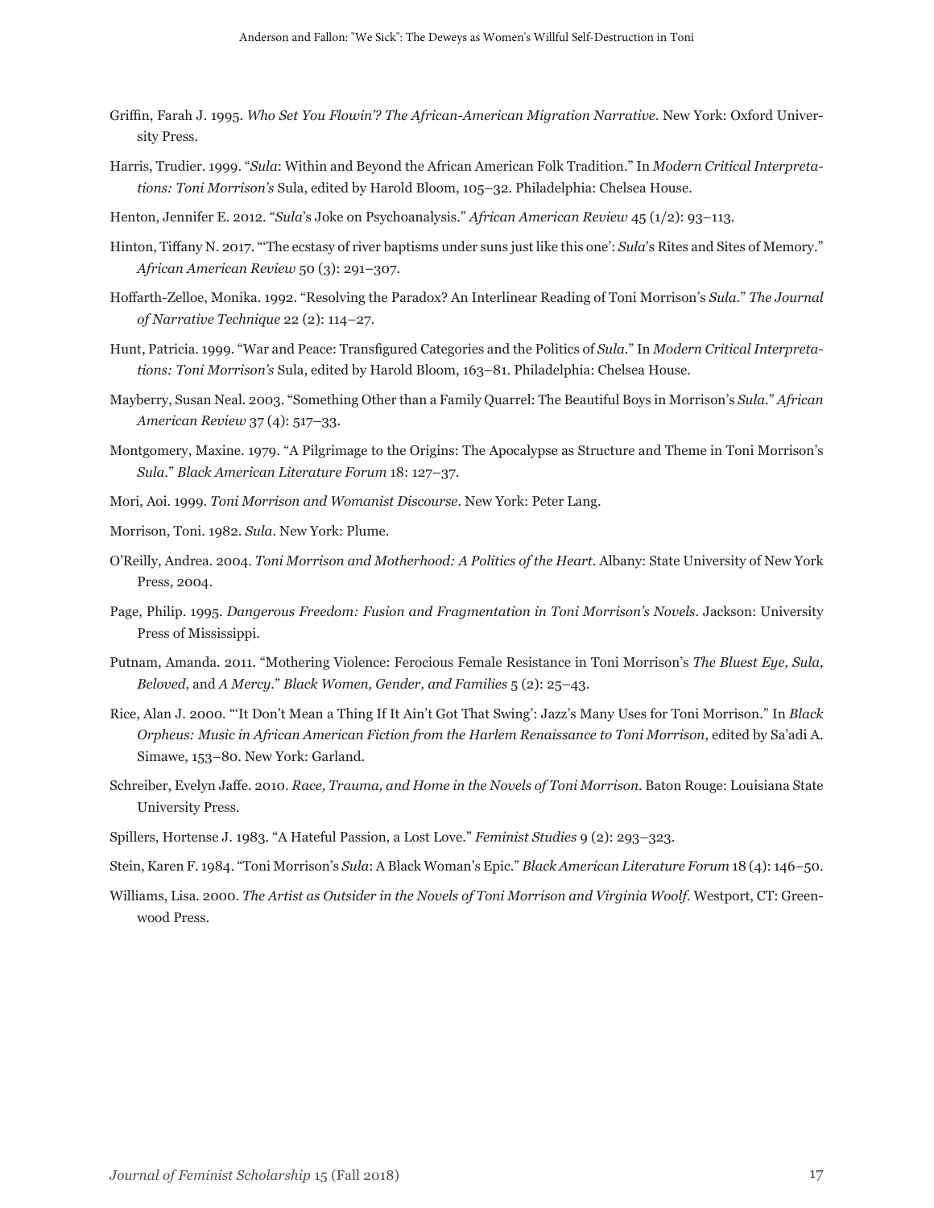Griffin, Farah J. 1995. *Who Set You Flowin'? The African-American Migration Narrative*. New York: Oxford University Press.

Harris, Trudier. 1999. "*Sula*: Within and Beyond the African American Folk Tradition." In *Modern Critical Interpretations: Toni Morrison's* Sula, edited by Harold Bloom, 105–32. Philadelphia: Chelsea House.

Henton, Jennifer E. 2012. "*Sula*'s Joke on Psychoanalysis." *African American Review* 45 (1/2): 93–113.

Hinton, Tiffany N. 2017. "'The ecstasy of river baptisms under suns just like this one': *Sula*'s Rites and Sites of Memory." *African American Review* 50 (3): 291–307.

Hoffarth-Zelloe, Monika. 1992. "Resolving the Paradox? An Interlinear Reading of Toni Morrison's *Sula*." *The Journal of Narrative Technique* 22 (2): 114–27.

Hunt, Patricia. 1999. "War and Peace: Transfigured Categories and the Politics of *Sula*." In *Modern Critical Interpretations: Toni Morrison's* Sula, edited by Harold Bloom, 163–81. Philadelphia: Chelsea House.

Mayberry, Susan Neal. 2003. "Something Other than a Family Quarrel: The Beautiful Boys in Morrison's *Sula*." *African American Review* 37 (4): 517–33.

Montgomery, Maxine. 1979. "A Pilgrimage to the Origins: The Apocalypse as Structure and Theme in Toni Morrison's *Sula*." *Black American Literature Forum* 18: 127–37.

Mori, Aoi. 1999. *Toni Morrison and Womanist Discourse*. New York: Peter Lang.

Morrison, Toni. 1982. *Sula*. New York: Plume.

O'Reilly, Andrea. 2004. *Toni Morrison and Motherhood: A Politics of the Heart*. Albany: State University of New York Press, 2004.

Page, Philip. 1995. *Dangerous Freedom: Fusion and Fragmentation in Toni Morrison's Novels*. Jackson: University Press of Mississippi.

Putnam, Amanda. 2011. "Mothering Violence: Ferocious Female Resistance in Toni Morrison's *The Bluest Eye, Sula, Beloved*, and *A Mercy*." *Black Women, Gender, and Families* 5 (2): 25–43.

Rice, Alan J. 2000. "'It Don't Mean a Thing If It Ain't Got That Swing': Jazz's Many Uses for Toni Morrison." In *Black Orpheus: Music in African American Fiction from the Harlem Renaissance to Toni Morrison*, edited by Sa'adi A. Simawe, 153–80. New York: Garland.

Schreiber, Evelyn Jaffe. 2010. *Race, Trauma, and Home in the Novels of Toni Morrison*. Baton Rouge: Louisiana State University Press.

Spillers, Hortense J. 1983. "A Hateful Passion, a Lost Love." *Feminist Studies* 9 (2): 293–323.

Stein, Karen F. 1984. "Toni Morrison's *Sula*: A Black Woman's Epic." *Black American Literature Forum* 18 (4): 146–50.

Williams, Lisa. 2000. *The Artist as Outsider in the Novels of Toni Morrison and Virginia Woolf*. Westport, CT: Greenwood Press.